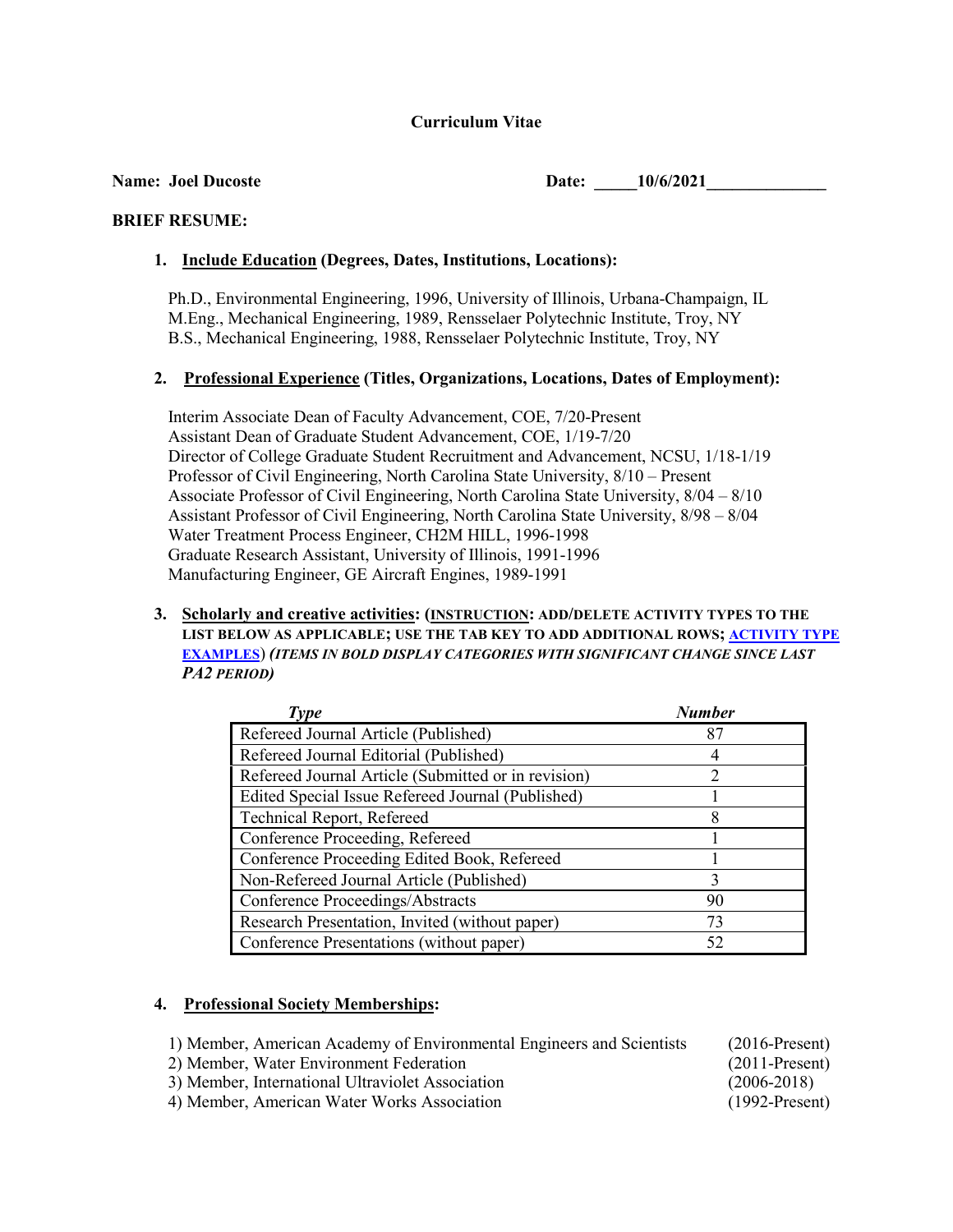# Curriculum Vitae

**Name: Joel Ducoste** **Date: _____10/6/2021______________**

**BRIEF RESUME:**

1. **Include Education (Degrees, Dates, Institutions, Locations):**

   Ph.D., Environmental Engineering, 1996, University of Illinois, Urbana-Champaign, IL
   M.Eng., Mechanical Engineering, 1989, Rensselaer Polytechnic Institute, Troy, NY
   B.S., Mechanical Engineering, 1988, Rensselaer Polytechnic Institute, Troy, NY

2. **Professional Experience (Titles, Organizations, Locations, Dates of Employment):**

   Interim Associate Dean of Faculty Advancement, COE, 7/20-Present
   Assistant Dean of Graduate Student Advancement, COE, 1/19-7/20
   Director of College Graduate Student Recruitment and Advancement, NCSU, 1/18-1/19
   Professor of Civil Engineering, North Carolina State University, 8/10 – Present
   Associate Professor of Civil Engineering, North Carolina State University, 8/04 – 8/10
   Assistant Professor of Civil Engineering, North Carolina State University, 8/98 – 8/04
   Water Treatment Process Engineer, CH2M HILL, 1996-1998
   Graduate Research Assistant, University of Illinois, 1991-1996
   Manufacturing Engineer, GE Aircraft Engines, 1989-1991

3. **Scholarly and creative activities: (INSTRUCTION: ADD/DELETE ACTIVITY TYPES TO THE LIST BELOW AS APPLICABLE; USE THE TAB KEY TO ADD ADDITIONAL ROWS; ACTIVITY TYPE EXAMPLES)** ***(ITEMS IN BOLD DISPLAY CATEGORIES WITH SIGNIFICANT CHANGE SINCE LAST PA2 PERIOD)***

| *Type* | *Number* |
|---|---|
| Refereed Journal Article (Published) | 87 |
| Refereed Journal Editorial (Published) | 4 |
| Refereed Journal Article (Submitted or in revision) | 2 |
| Edited Special Issue Refereed Journal (Published) | 1 |
| Technical Report, Refereed | 8 |
| Conference Proceeding, Refereed | 1 |
| Conference Proceeding Edited Book, Refereed | 1 |
| Non-Refereed Journal Article (Published) | 3 |
| Conference Proceedings/Abstracts | 90 |
| Research Presentation, Invited (without paper) | 73 |
| Conference Presentations (without paper) | 52 |

4. **Professional Society Memberships:**

   1) Member, American Academy of Environmental Engineers and Scientists (2016-Present)
   2) Member, Water Environment Federation (2011-Present)
   3) Member, International Ultraviolet Association (2006-2018)
   4) Member, American Water Works Association (1992-Present)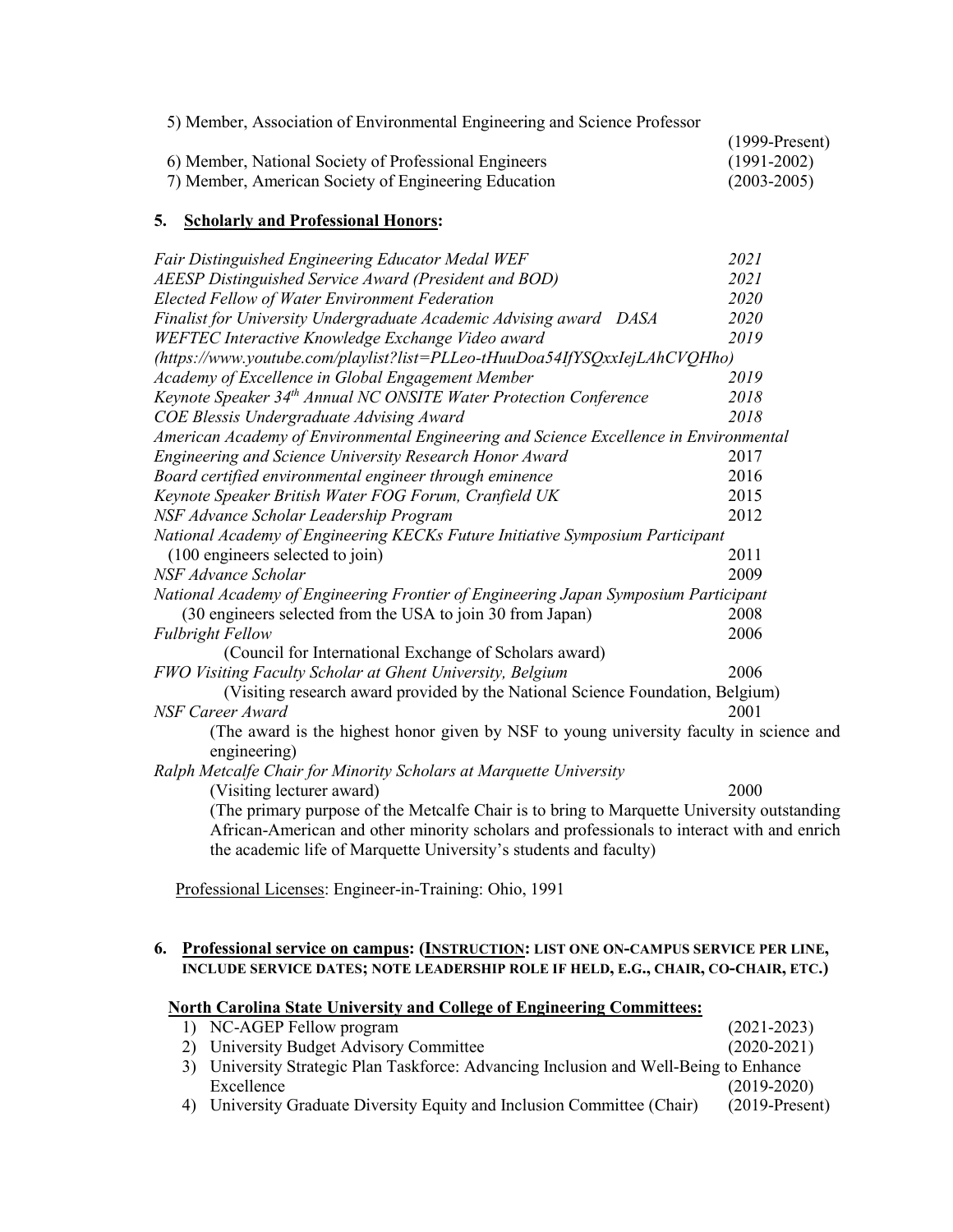5) Member, Association of Environmental Engineering and Science Professor (1999-Present)
6) Member, National Society of Professional Engineers (1991-2002)
7) Member, American Society of Engineering Education (2003-2005)

## 5. Scholarly and Professional Honors:

*Fair Distinguished Engineering Educator Medal WEF* *2021*
*AEESP Distinguished Service Award (President and BOD)* *2021*
*Elected Fellow of Water Environment Federation* *2020*
*Finalist for University Undergraduate Academic Advising award DASA* *2020*
*WEFTEC Interactive Knowledge Exchange Video award* *2019*
*(https://www.youtube.com/playlist?list=PLLeo-tHuuDoa54IfYSQxxIejLAhCVQHho)*
*Academy of Excellence in Global Engagement Member* *2019*
*Keynote Speaker 34th Annual NC ONSITE Water Protection Conference* *2018*
*COE Blessis Undergraduate Advising Award* *2018*
*American Academy of Environmental Engineering and Science Excellence in Environmental Engineering and Science University Research Honor Award* 2017
*Board certified environmental engineer through eminence* 2016
*Keynote Speaker British Water FOG Forum, Cranfield UK* 2015
*NSF Advance Scholar Leadership Program* 2012
*National Academy of Engineering KECKs Future Initiative Symposium Participant*
(100 engineers selected to join) 2011
*NSF Advance Scholar* 2009
*National Academy of Engineering Frontier of Engineering Japan Symposium Participant*
(30 engineers selected from the USA to join 30 from Japan) 2008
*Fulbright Fellow* 2006
(Council for International Exchange of Scholars award)
*FWO Visiting Faculty Scholar at Ghent University, Belgium* 2006
(Visiting research award provided by the National Science Foundation, Belgium)
*NSF Career Award* 2001
(The award is the highest honor given by NSF to young university faculty in science and engineering)
*Ralph Metcalfe Chair for Minority Scholars at Marquette University*
(Visiting lecturer award) 2000
(The primary purpose of the Metcalfe Chair is to bring to Marquette University outstanding African-American and other minority scholars and professionals to interact with and enrich the academic life of Marquette University's students and faculty)

Professional Licenses: Engineer-in-Training: Ohio, 1991

## 6. Professional service on campus: (INSTRUCTION: LIST ONE ON-CAMPUS SERVICE PER LINE, INCLUDE SERVICE DATES; NOTE LEADERSHIP ROLE IF HELD, E.G., CHAIR, CO-CHAIR, ETC.)

**North Carolina State University and College of Engineering Committees:**

1) NC-AGEP Fellow program (2021-2023)
2) University Budget Advisory Committee (2020-2021)
3) University Strategic Plan Taskforce: Advancing Inclusion and Well-Being to Enhance Excellence (2019-2020)
4) University Graduate Diversity Equity and Inclusion Committee (Chair) (2019-Present)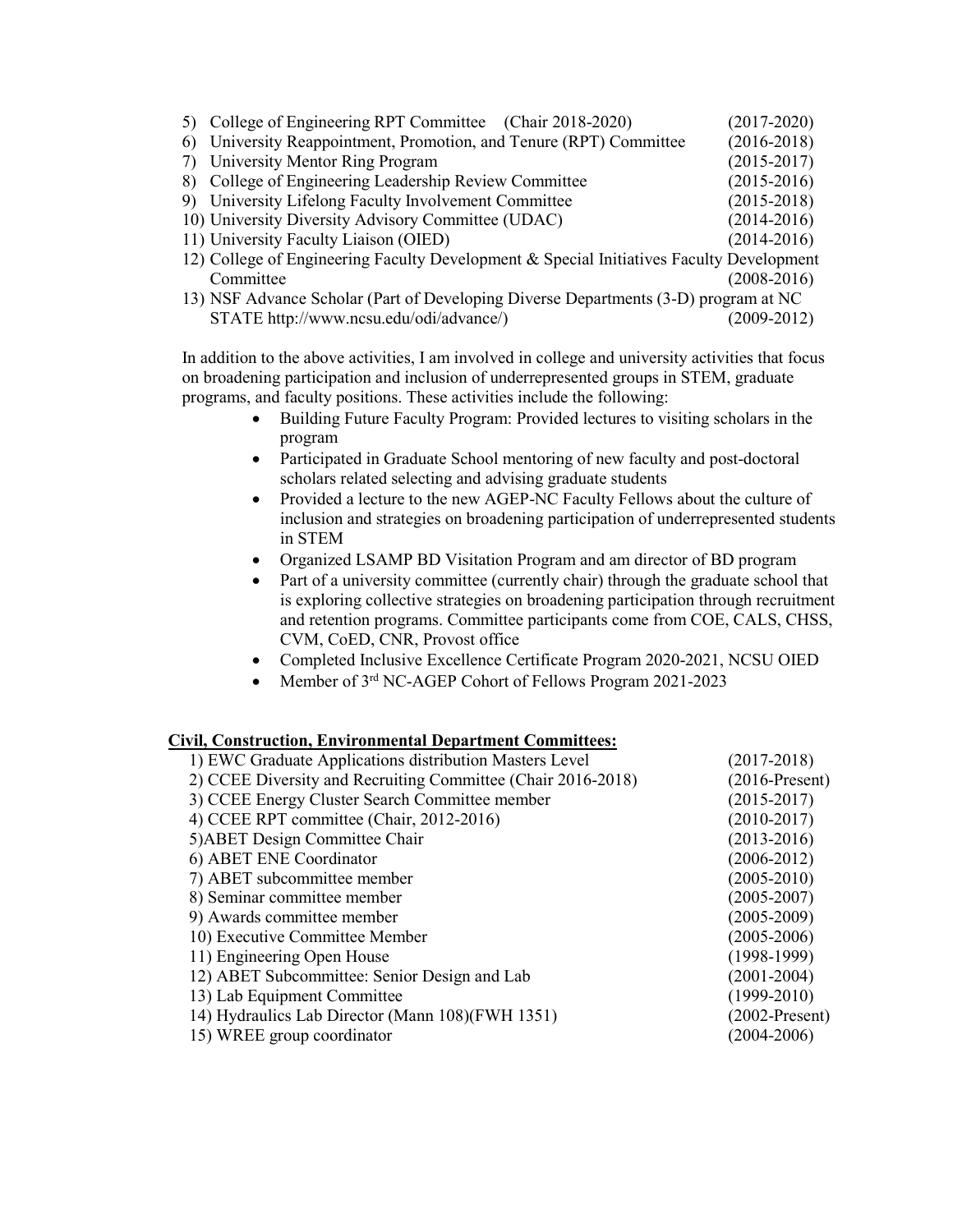5) College of Engineering RPT Committee (Chair 2018-2020) (2017-2020)
6) University Reappointment, Promotion, and Tenure (RPT) Committee (2016-2018)
7) University Mentor Ring Program (2015-2017)
8) College of Engineering Leadership Review Committee (2015-2016)
9) University Lifelong Faculty Involvement Committee (2015-2018)
10) University Diversity Advisory Committee (UDAC) (2014-2016)
11) University Faculty Liaison (OIED) (2014-2016)
12) College of Engineering Faculty Development & Special Initiatives Faculty Development Committee (2008-2016)
13) NSF Advance Scholar (Part of Developing Diverse Departments (3-D) program at NC STATE http://www.ncsu.edu/odi/advance/) (2009-2012)

In addition to the above activities, I am involved in college and university activities that focus on broadening participation and inclusion of underrepresented groups in STEM, graduate programs, and faculty positions. These activities include the following:

- Building Future Faculty Program: Provided lectures to visiting scholars in the program
- Participated in Graduate School mentoring of new faculty and post-doctoral scholars related selecting and advising graduate students
- Provided a lecture to the new AGEP-NC Faculty Fellows about the culture of inclusion and strategies on broadening participation of underrepresented students in STEM
- Organized LSAMP BD Visitation Program and am director of BD program
- Part of a university committee (currently chair) through the graduate school that is exploring collective strategies on broadening participation through recruitment and retention programs. Committee participants come from COE, CALS, CHSS, CVM, CoED, CNR, Provost office
- Completed Inclusive Excellence Certificate Program 2020-2021, NCSU OIED
- Member of 3rd NC-AGEP Cohort of Fellows Program 2021-2023

**Civil, Construction, Environmental Department Committees:**

1) EWC Graduate Applications distribution Masters Level (2017-2018)
2) CCEE Diversity and Recruiting Committee (Chair 2016-2018) (2016-Present)
3) CCEE Energy Cluster Search Committee member (2015-2017)
4) CCEE RPT committee (Chair, 2012-2016) (2010-2017)
5) ABET Design Committee Chair (2013-2016)
6) ABET ENE Coordinator (2006-2012)
7) ABET subcommittee member (2005-2010)
8) Seminar committee member (2005-2007)
9) Awards committee member (2005-2009)
10) Executive Committee Member (2005-2006)
11) Engineering Open House (1998-1999)
12) ABET Subcommittee: Senior Design and Lab (2001-2004)
13) Lab Equipment Committee (1999-2010)
14) Hydraulics Lab Director (Mann 108)(FWH 1351) (2002-Present)
15) WREE group coordinator (2004-2006)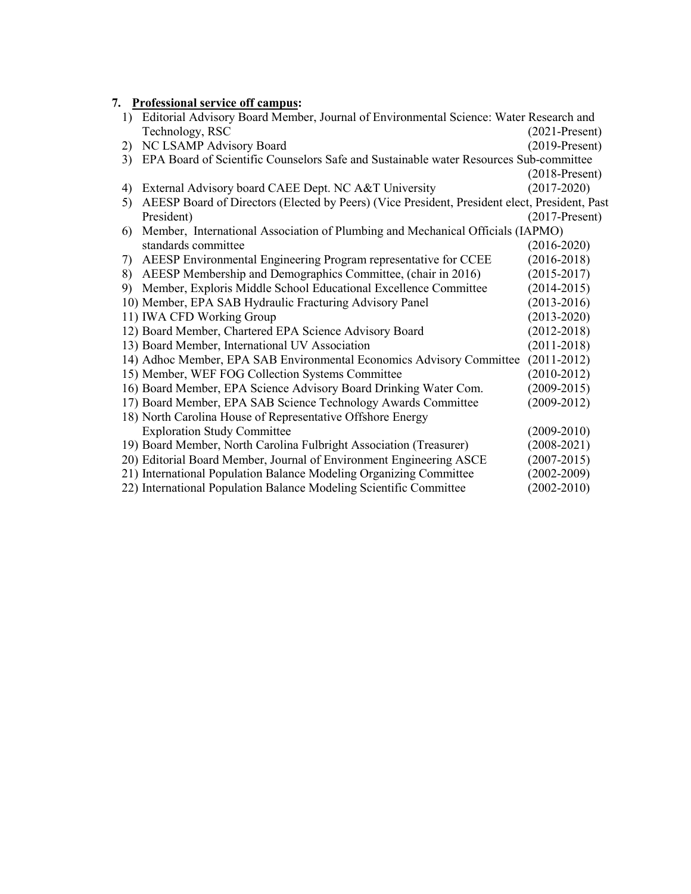## 7. **Professional service off campus:**

1) Editorial Advisory Board Member, Journal of Environmental Science: Water Research and Technology, RSC (2021-Present)
2) NC LSAMP Advisory Board (2019-Present)
3) EPA Board of Scientific Counselors Safe and Sustainable water Resources Sub-committee (2018-Present)
4) External Advisory board CAEE Dept. NC A&T University (2017-2020)
5) AEESP Board of Directors (Elected by Peers) (Vice President, President elect, President, Past President) (2017-Present)
6) Member, International Association of Plumbing and Mechanical Officials (IAPMO) standards committee (2016-2020)
7) AEESP Environmental Engineering Program representative for CCEE (2016-2018)
8) AEESP Membership and Demographics Committee, (chair in 2016) (2015-2017)
9) Member, Exploris Middle School Educational Excellence Committee (2014-2015)
10) Member, EPA SAB Hydraulic Fracturing Advisory Panel (2013-2016)
11) IWA CFD Working Group (2013-2020)
12) Board Member, Chartered EPA Science Advisory Board (2012-2018)
13) Board Member, International UV Association (2011-2018)
14) Adhoc Member, EPA SAB Environmental Economics Advisory Committee (2011-2012)
15) Member, WEF FOG Collection Systems Committee (2010-2012)
16) Board Member, EPA Science Advisory Board Drinking Water Com. (2009-2015)
17) Board Member, EPA SAB Science Technology Awards Committee (2009-2012)
18) North Carolina House of Representative Offshore Energy Exploration Study Committee (2009-2010)
19) Board Member, North Carolina Fulbright Association (Treasurer) (2008-2021)
20) Editorial Board Member, Journal of Environment Engineering ASCE (2007-2015)
21) International Population Balance Modeling Organizing Committee (2002-2009)
22) International Population Balance Modeling Scientific Committee (2002-2010)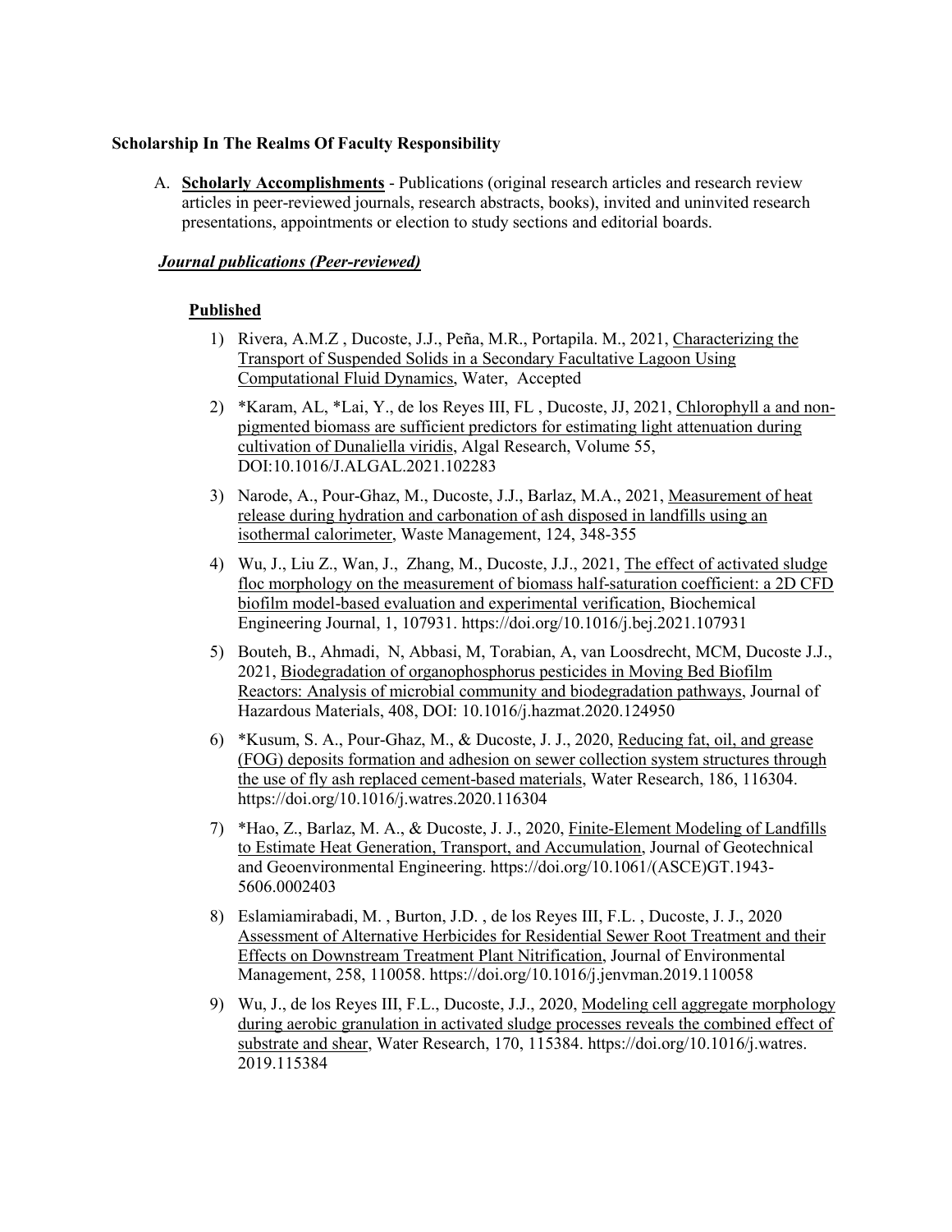**Scholarship In The Realms Of Faculty Responsibility**

A. **Scholarly Accomplishments** - Publications (original research articles and research review articles in peer-reviewed journals, research abstracts, books), invited and uninvited research presentations, appointments or election to study sections and editorial boards.

***Journal publications (Peer-reviewed)***

**Published**

1) Rivera, A.M.Z , Ducoste, J.J., Peña, M.R., Portapila. M., 2021, Characterizing the Transport of Suspended Solids in a Secondary Facultative Lagoon Using Computational Fluid Dynamics, Water, Accepted
2) *Karam, AL, *Lai, Y., de los Reyes III, FL , Ducoste, JJ, 2021, Chlorophyll a and non-pigmented biomass are sufficient predictors for estimating light attenuation during cultivation of Dunaliella viridis, Algal Research, Volume 55, DOI:10.1016/J.ALGAL.2021.102283
3) Narode, A., Pour-Ghaz, M., Ducoste, J.J., Barlaz, M.A., 2021, Measurement of heat release during hydration and carbonation of ash disposed in landfills using an isothermal calorimeter, Waste Management, 124, 348-355
4) Wu, J., Liu Z., Wan, J., Zhang, M., Ducoste, J.J., 2021, The effect of activated sludge floc morphology on the measurement of biomass half-saturation coefficient: a 2D CFD biofilm model-based evaluation and experimental verification, Biochemical Engineering Journal, 1, 107931. https://doi.org/10.1016/j.bej.2021.107931
5) Bouteh, B., Ahmadi, N, Abbasi, M, Torabian, A, van Loosdrecht, MCM, Ducoste J.J., 2021, Biodegradation of organophosphorus pesticides in Moving Bed Biofilm Reactors: Analysis of microbial community and biodegradation pathways, Journal of Hazardous Materials, 408, DOI: 10.1016/j.hazmat.2020.124950
6) *Kusum, S. A., Pour-Ghaz, M., & Ducoste, J. J., 2020, Reducing fat, oil, and grease (FOG) deposits formation and adhesion on sewer collection system structures through the use of fly ash replaced cement-based materials, Water Research, 186, 116304. https://doi.org/10.1016/j.watres.2020.116304
7) *Hao, Z., Barlaz, M. A., & Ducoste, J. J., 2020, Finite-Element Modeling of Landfills to Estimate Heat Generation, Transport, and Accumulation, Journal of Geotechnical and Geoenvironmental Engineering. https://doi.org/10.1061/(ASCE)GT.1943-5606.0002403
8) Eslamiamirabadi, M. , Burton, J.D. , de los Reyes III, F.L. , Ducoste, J. J., 2020 Assessment of Alternative Herbicides for Residential Sewer Root Treatment and their Effects on Downstream Treatment Plant Nitrification, Journal of Environmental Management, 258, 110058. https://doi.org/10.1016/j.jenvman.2019.110058
9) Wu, J., de los Reyes III, F.L., Ducoste, J.J., 2020, Modeling cell aggregate morphology during aerobic granulation in activated sludge processes reveals the combined effect of substrate and shear, Water Research, 170, 115384. https://doi.org/10.1016/j.watres.2019.115384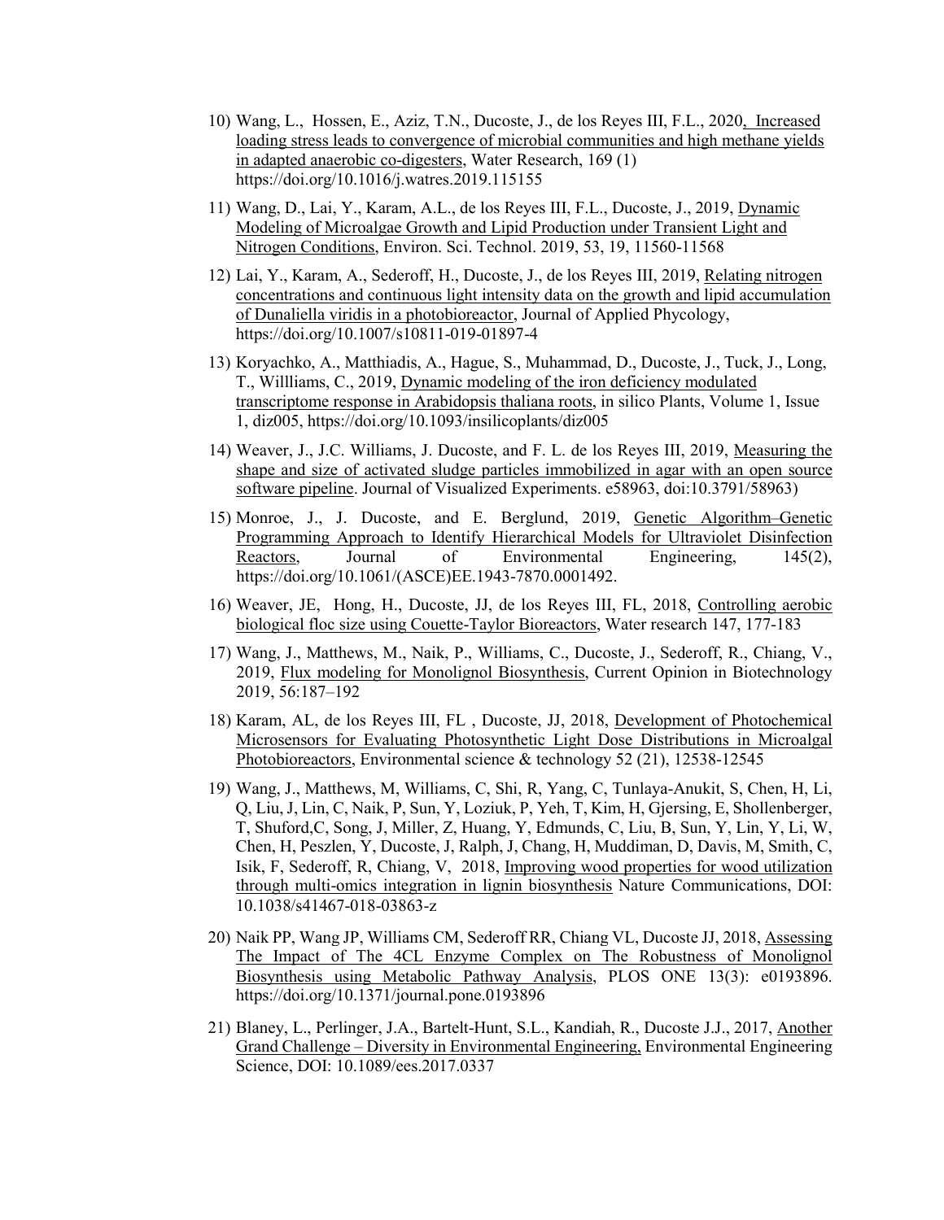10) Wang, L., Hossen, E., Aziz, T.N., Ducoste, J., de los Reyes III, F.L., 2020, Increased loading stress leads to convergence of microbial communities and high methane yields in adapted anaerobic co-digesters, Water Research, 169 (1) https://doi.org/10.1016/j.watres.2019.115155

11) Wang, D., Lai, Y., Karam, A.L., de los Reyes III, F.L., Ducoste, J., 2019, Dynamic Modeling of Microalgae Growth and Lipid Production under Transient Light and Nitrogen Conditions, Environ. Sci. Technol. 2019, 53, 19, 11560-11568

12) Lai, Y., Karam, A., Sederoff, H., Ducoste, J., de los Reyes III, 2019, Relating nitrogen concentrations and continuous light intensity data on the growth and lipid accumulation of Dunaliella viridis in a photobioreactor, Journal of Applied Phycology, https://doi.org/10.1007/s10811-019-01897-4

13) Koryachko, A., Matthiadis, A., Hague, S., Muhammad, D., Ducoste, J., Tuck, J., Long, T., Willliams, C., 2019, Dynamic modeling of the iron deficiency modulated transcriptome response in Arabidopsis thaliana roots, in silico Plants, Volume 1, Issue 1, diz005, https://doi.org/10.1093/insilicoplants/diz005

14) Weaver, J., J.C. Williams, J. Ducoste, and F. L. de los Reyes III, 2019, Measuring the shape and size of activated sludge particles immobilized in agar with an open source software pipeline. Journal of Visualized Experiments. e58963, doi:10.3791/58963)

15) Monroe, J., J. Ducoste, and E. Berglund, 2019, Genetic Algorithm–Genetic Programming Approach to Identify Hierarchical Models for Ultraviolet Disinfection Reactors, Journal of Environmental Engineering, 145(2), https://doi.org/10.1061/(ASCE)EE.1943-7870.0001492.

16) Weaver, JE, Hong, H., Ducoste, JJ, de los Reyes III, FL, 2018, Controlling aerobic biological floc size using Couette-Taylor Bioreactors, Water research 147, 177-183

17) Wang, J., Matthews, M., Naik, P., Williams, C., Ducoste, J., Sederoff, R., Chiang, V., 2019, Flux modeling for Monolignol Biosynthesis, Current Opinion in Biotechnology 2019, 56:187–192

18) Karam, AL, de los Reyes III, FL , Ducoste, JJ, 2018, Development of Photochemical Microsensors for Evaluating Photosynthetic Light Dose Distributions in Microalgal Photobioreactors, Environmental science & technology 52 (21), 12538-12545

19) Wang, J., Matthews, M, Williams, C, Shi, R, Yang, C, Tunlaya-Anukit, S, Chen, H, Li, Q, Liu, J, Lin, C, Naik, P, Sun, Y, Loziuk, P, Yeh, T, Kim, H, Gjersing, E, Shollenberger, T, Shuford,C, Song, J, Miller, Z, Huang, Y, Edmunds, C, Liu, B, Sun, Y, Lin, Y, Li, W, Chen, H, Peszlen, Y, Ducoste, J, Ralph, J, Chang, H, Muddiman, D, Davis, M, Smith, C, Isik, F, Sederoff, R, Chiang, V, 2018, Improving wood properties for wood utilization through multi-omics integration in lignin biosynthesis Nature Communications, DOI: 10.1038/s41467-018-03863-z

20) Naik PP, Wang JP, Williams CM, Sederoff RR, Chiang VL, Ducoste JJ, 2018, Assessing The Impact of The 4CL Enzyme Complex on The Robustness of Monolignol Biosynthesis using Metabolic Pathway Analysis, PLOS ONE 13(3): e0193896. https://doi.org/10.1371/journal.pone.0193896

21) Blaney, L., Perlinger, J.A., Bartelt-Hunt, S.L., Kandiah, R., Ducoste J.J., 2017, Another Grand Challenge – Diversity in Environmental Engineering, Environmental Engineering Science, DOI: 10.1089/ees.2017.0337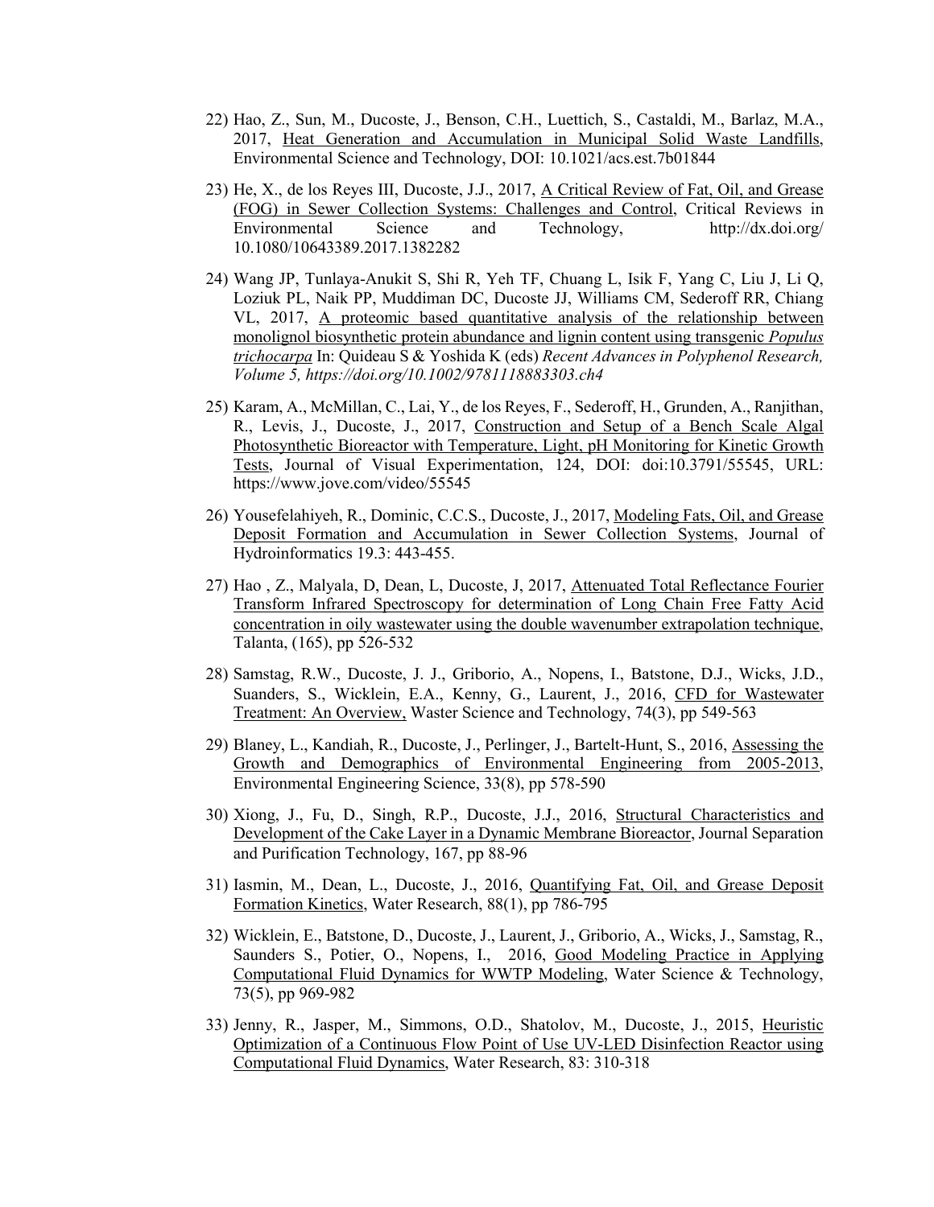22) Hao, Z., Sun, M., Ducoste, J., Benson, C.H., Luettich, S., Castaldi, M., Barlaz, M.A., 2017, Heat Generation and Accumulation in Municipal Solid Waste Landfills, Environmental Science and Technology, DOI: 10.1021/acs.est.7b01844

23) He, X., de los Reyes III, Ducoste, J.J., 2017, A Critical Review of Fat, Oil, and Grease (FOG) in Sewer Collection Systems: Challenges and Control, Critical Reviews in Environmental Science and Technology, http://dx.doi.org/ 10.1080/10643389.2017.1382282

24) Wang JP, Tunlaya-Anukit S, Shi R, Yeh TF, Chuang L, Isik F, Yang C, Liu J, Li Q, Loziuk PL, Naik PP, Muddiman DC, Ducoste JJ, Williams CM, Sederoff RR, Chiang VL, 2017, A proteomic based quantitative analysis of the relationship between monolignol biosynthetic protein abundance and lignin content using transgenic *Populus trichocarpa* In: Quideau S & Yoshida K (eds) *Recent Advances in Polyphenol Research, Volume 5, https://doi.org/10.1002/9781118883303.ch4*

25) Karam, A., McMillan, C., Lai, Y., de los Reyes, F., Sederoff, H., Grunden, A., Ranjithan, R., Levis, J., Ducoste, J., 2017, Construction and Setup of a Bench Scale Algal Photosynthetic Bioreactor with Temperature, Light, pH Monitoring for Kinetic Growth Tests, Journal of Visual Experimentation, 124, DOI: doi:10.3791/55545, URL: https://www.jove.com/video/55545

26) Yousefelahiyeh, R., Dominic, C.C.S., Ducoste, J., 2017, Modeling Fats, Oil, and Grease Deposit Formation and Accumulation in Sewer Collection Systems, Journal of Hydroinformatics 19.3: 443-455.

27) Hao , Z., Malyala, D, Dean, L, Ducoste, J, 2017, Attenuated Total Reflectance Fourier Transform Infrared Spectroscopy for determination of Long Chain Free Fatty Acid concentration in oily wastewater using the double wavenumber extrapolation technique, Talanta, (165), pp 526-532

28) Samstag, R.W., Ducoste, J. J., Griborio, A., Nopens, I., Batstone, D.J., Wicks, J.D., Suanders, S., Wicklein, E.A., Kenny, G., Laurent, J., 2016, CFD for Wastewater Treatment: An Overview, Waster Science and Technology, 74(3), pp 549-563

29) Blaney, L., Kandiah, R., Ducoste, J., Perlinger, J., Bartelt-Hunt, S., 2016, Assessing the Growth and Demographics of Environmental Engineering from 2005-2013, Environmental Engineering Science, 33(8), pp 578-590

30) Xiong, J., Fu, D., Singh, R.P., Ducoste, J.J., 2016, Structural Characteristics and Development of the Cake Layer in a Dynamic Membrane Bioreactor, Journal Separation and Purification Technology, 167, pp 88-96

31) Iasmin, M., Dean, L., Ducoste, J., 2016, Quantifying Fat, Oil, and Grease Deposit Formation Kinetics, Water Research, 88(1), pp 786-795

32) Wicklein, E., Batstone, D., Ducoste, J., Laurent, J., Griborio, A., Wicks, J., Samstag, R., Saunders S., Potier, O., Nopens, I., 2016, Good Modeling Practice in Applying Computational Fluid Dynamics for WWTP Modeling, Water Science & Technology, 73(5), pp 969-982

33) Jenny, R., Jasper, M., Simmons, O.D., Shatolov, M., Ducoste, J., 2015, Heuristic Optimization of a Continuous Flow Point of Use UV-LED Disinfection Reactor using Computational Fluid Dynamics, Water Research, 83: 310-318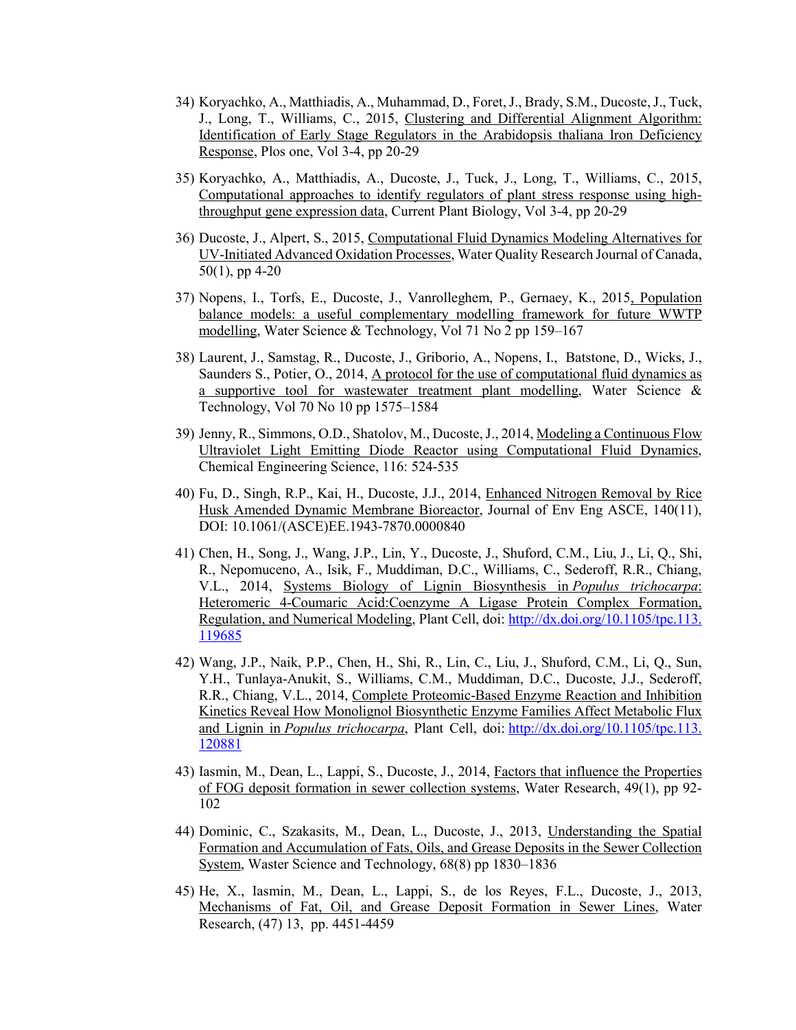34) Koryachko, A., Matthiadis, A., Muhammad, D., Foret, J., Brady, S.M., Ducoste, J., Tuck, J., Long, T., Williams, C., 2015, Clustering and Differential Alignment Algorithm: Identification of Early Stage Regulators in the Arabidopsis thaliana Iron Deficiency Response, Plos one, Vol 3-4, pp 20-29

35) Koryachko, A., Matthiadis, A., Ducoste, J., Tuck, J., Long, T., Williams, C., 2015, Computational approaches to identify regulators of plant stress response using high-throughput gene expression data, Current Plant Biology, Vol 3-4, pp 20-29

36) Ducoste, J., Alpert, S., 2015, Computational Fluid Dynamics Modeling Alternatives for UV-Initiated Advanced Oxidation Processes, Water Quality Research Journal of Canada, 50(1), pp 4-20

37) Nopens, I., Torfs, E., Ducoste, J., Vanrolleghem, P., Gernaey, K., 2015, Population balance models: a useful complementary modelling framework for future WWTP modelling, Water Science & Technology, Vol 71 No 2 pp 159–167

38) Laurent, J., Samstag, R., Ducoste, J., Griborio, A., Nopens, I., Batstone, D., Wicks, J., Saunders S., Potier, O., 2014, A protocol for the use of computational fluid dynamics as a supportive tool for wastewater treatment plant modelling, Water Science & Technology, Vol 70 No 10 pp 1575–1584

39) Jenny, R., Simmons, O.D., Shatolov, M., Ducoste, J., 2014, Modeling a Continuous Flow Ultraviolet Light Emitting Diode Reactor using Computational Fluid Dynamics, Chemical Engineering Science, 116: 524-535

40) Fu, D., Singh, R.P., Kai, H., Ducoste, J.J., 2014, Enhanced Nitrogen Removal by Rice Husk Amended Dynamic Membrane Bioreactor, Journal of Env Eng ASCE, 140(11), DOI: 10.1061/(ASCE)EE.1943-7870.0000840

41) Chen, H., Song, J., Wang, J.P., Lin, Y., Ducoste, J., Shuford, C.M., Liu, J., Li, Q., Shi, R., Nepomuceno, A., Isik, F., Muddiman, D.C., Williams, C., Sederoff, R.R., Chiang, V.L., 2014, Systems Biology of Lignin Biosynthesis in *Populus trichocarpa*: Heteromeric 4-Coumaric Acid:Coenzyme A Ligase Protein Complex Formation, Regulation, and Numerical Modeling, Plant Cell, doi: http://dx.doi.org/10.1105/tpc.113.119685

42) Wang, J.P., Naik, P.P., Chen, H., Shi, R., Lin, C., Liu, J., Shuford, C.M., Li, Q., Sun, Y.H., Tunlaya-Anukit, S., Williams, C.M., Muddiman, D.C., Ducoste, J.J., Sederoff, R.R., Chiang, V.L., 2014, Complete Proteomic-Based Enzyme Reaction and Inhibition Kinetics Reveal How Monolignol Biosynthetic Enzyme Families Affect Metabolic Flux and Lignin in *Populus trichocarpa*, Plant Cell, doi: http://dx.doi.org/10.1105/tpc.113.120881

43) Iasmin, M., Dean, L., Lappi, S., Ducoste, J., 2014, Factors that influence the Properties of FOG deposit formation in sewer collection systems, Water Research, 49(1), pp 92-102

44) Dominic, C., Szakasits, M., Dean, L., Ducoste, J., 2013, Understanding the Spatial Formation and Accumulation of Fats, Oils, and Grease Deposits in the Sewer Collection System, Waster Science and Technology, 68(8) pp 1830–1836

45) He, X., Iasmin, M., Dean, L., Lappi, S., de los Reyes, F.L., Ducoste, J., 2013, Mechanisms of Fat, Oil, and Grease Deposit Formation in Sewer Lines, Water Research, (47) 13, pp. 4451-4459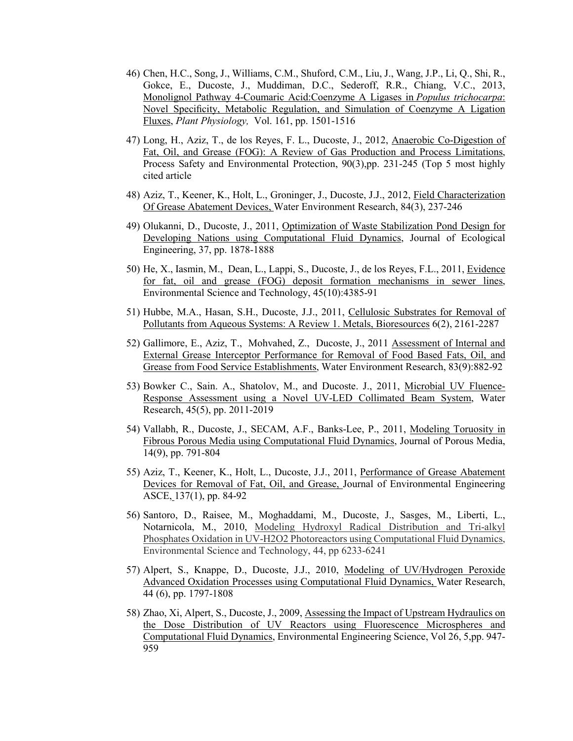46) Chen, H.C., Song, J., Williams, C.M., Shuford, C.M., Liu, J., Wang, J.P., Li, Q., Shi, R., Gokce, E., Ducoste, J., Muddiman, D.C., Sederoff, R.R., Chiang, V.C., 2013, Monolignol Pathway 4-Coumaric Acid:Coenzyme A Ligases in *Populus trichocarpa*: Novel Specificity, Metabolic Regulation, and Simulation of Coenzyme A Ligation Fluxes, *Plant Physiology,* Vol. 161, pp. 1501-1516

47) Long, H., Aziz, T., de los Reyes, F. L., Ducoste, J., 2012, Anaerobic Co-Digestion of Fat, Oil, and Grease (FOG): A Review of Gas Production and Process Limitations, Process Safety and Environmental Protection, 90(3),pp. 231-245 (Top 5 most highly cited article

48) Aziz, T., Keener, K., Holt, L., Groninger, J., Ducoste, J.J., 2012, Field Characterization Of Grease Abatement Devices, Water Environment Research, 84(3), 237-246

49) Olukanni, D., Ducoste, J., 2011, Optimization of Waste Stabilization Pond Design for Developing Nations using Computational Fluid Dynamics, Journal of Ecological Engineering, 37, pp. 1878-1888

50) He, X., Iasmin, M., Dean, L., Lappi, S., Ducoste, J., de los Reyes, F.L., 2011, Evidence for fat, oil and grease (FOG) deposit formation mechanisms in sewer lines, Environmental Science and Technology, 45(10):4385-91

51) Hubbe, M.A., Hasan, S.H., Ducoste, J.J., 2011, Cellulosic Substrates for Removal of Pollutants from Aqueous Systems: A Review 1. Metals, Bioresources 6(2), 2161-2287

52) Gallimore, E., Aziz, T., Mohvahed, Z., Ducoste, J., 2011 Assessment of Internal and External Grease Interceptor Performance for Removal of Food Based Fats, Oil, and Grease from Food Service Establishments, Water Environment Research, 83(9):882-92

53) Bowker C., Sain. A., Shatolov, M., and Ducoste. J., 2011, Microbial UV Fluence-Response Assessment using a Novel UV-LED Collimated Beam System, Water Research, 45(5), pp. 2011-2019

54) Vallabh, R., Ducoste, J., SECAM, A.F., Banks-Lee, P., 2011, Modeling Toruosity in Fibrous Porous Media using Computational Fluid Dynamics, Journal of Porous Media, 14(9), pp. 791-804

55) Aziz, T., Keener, K., Holt, L., Ducoste, J.J., 2011, Performance of Grease Abatement Devices for Removal of Fat, Oil, and Grease, Journal of Environmental Engineering ASCE, 137(1), pp. 84-92

56) Santoro, D., Raisee, M., Moghaddami, M., Ducoste, J., Sasges, M., Liberti, L., Notarnicola, M., 2010, Modeling Hydroxyl Radical Distribution and Tri-alkyl Phosphates Oxidation in UV-H2O2 Photoreactors using Computational Fluid Dynamics, Environmental Science and Technology, 44, pp 6233-6241

57) Alpert, S., Knappe, D., Ducoste, J.J., 2010, Modeling of UV/Hydrogen Peroxide Advanced Oxidation Processes using Computational Fluid Dynamics, Water Research, 44 (6), pp. 1797-1808

58) Zhao, Xi, Alpert, S., Ducoste, J., 2009, Assessing the Impact of Upstream Hydraulics on the Dose Distribution of UV Reactors using Fluorescence Microspheres and Computational Fluid Dynamics, Environmental Engineering Science, Vol 26, 5,pp. 947-959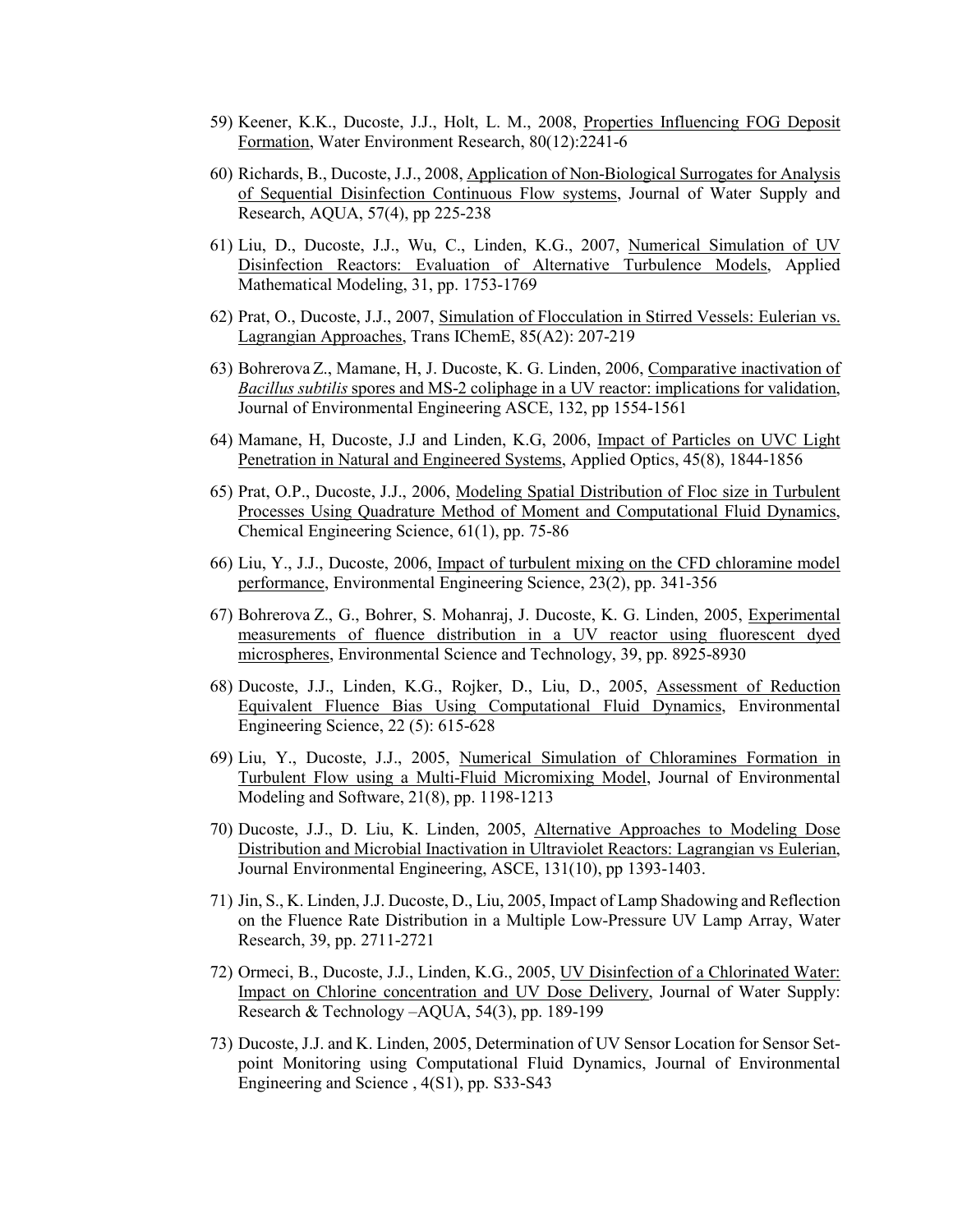59) Keener, K.K., Ducoste, J.J., Holt, L. M., 2008, Properties Influencing FOG Deposit Formation, Water Environment Research, 80(12):2241-6

60) Richards, B., Ducoste, J.J., 2008, Application of Non-Biological Surrogates for Analysis of Sequential Disinfection Continuous Flow systems, Journal of Water Supply and Research, AQUA, 57(4), pp 225-238

61) Liu, D., Ducoste, J.J., Wu, C., Linden, K.G., 2007, Numerical Simulation of UV Disinfection Reactors: Evaluation of Alternative Turbulence Models, Applied Mathematical Modeling, 31, pp. 1753-1769

62) Prat, O., Ducoste, J.J., 2007, Simulation of Flocculation in Stirred Vessels: Eulerian vs. Lagrangian Approaches, Trans IChemE, 85(A2): 207-219

63) Bohrerova Z., Mamane, H, J. Ducoste, K. G. Linden, 2006, Comparative inactivation of *Bacillus subtilis* spores and MS-2 coliphage in a UV reactor: implications for validation, Journal of Environmental Engineering ASCE, 132, pp 1554-1561

64) Mamane, H, Ducoste, J.J and Linden, K.G, 2006, Impact of Particles on UVC Light Penetration in Natural and Engineered Systems, Applied Optics, 45(8), 1844-1856

65) Prat, O.P., Ducoste, J.J., 2006, Modeling Spatial Distribution of Floc size in Turbulent Processes Using Quadrature Method of Moment and Computational Fluid Dynamics, Chemical Engineering Science, 61(1), pp. 75-86

66) Liu, Y., J.J., Ducoste, 2006, Impact of turbulent mixing on the CFD chloramine model performance, Environmental Engineering Science, 23(2), pp. 341-356

67) Bohrerova Z., G., Bohrer, S. Mohanraj, J. Ducoste, K. G. Linden, 2005, Experimental measurements of fluence distribution in a UV reactor using fluorescent dyed microspheres, Environmental Science and Technology, 39, pp. 8925-8930

68) Ducoste, J.J., Linden, K.G., Rojker, D., Liu, D., 2005, Assessment of Reduction Equivalent Fluence Bias Using Computational Fluid Dynamics, Environmental Engineering Science, 22 (5): 615-628

69) Liu, Y., Ducoste, J.J., 2005, Numerical Simulation of Chloramines Formation in Turbulent Flow using a Multi-Fluid Micromixing Model, Journal of Environmental Modeling and Software, 21(8), pp. 1198-1213

70) Ducoste, J.J., D. Liu, K. Linden, 2005, Alternative Approaches to Modeling Dose Distribution and Microbial Inactivation in Ultraviolet Reactors: Lagrangian vs Eulerian, Journal Environmental Engineering, ASCE, 131(10), pp 1393-1403.

71) Jin, S., K. Linden, J.J. Ducoste, D., Liu, 2005, Impact of Lamp Shadowing and Reflection on the Fluence Rate Distribution in a Multiple Low-Pressure UV Lamp Array, Water Research, 39, pp. 2711-2721

72) Ormeci, B., Ducoste, J.J., Linden, K.G., 2005, UV Disinfection of a Chlorinated Water: Impact on Chlorine concentration and UV Dose Delivery, Journal of Water Supply: Research & Technology –AQUA, 54(3), pp. 189-199

73) Ducoste, J.J. and K. Linden, 2005, Determination of UV Sensor Location for Sensor Set-point Monitoring using Computational Fluid Dynamics, Journal of Environmental Engineering and Science , 4(S1), pp. S33-S43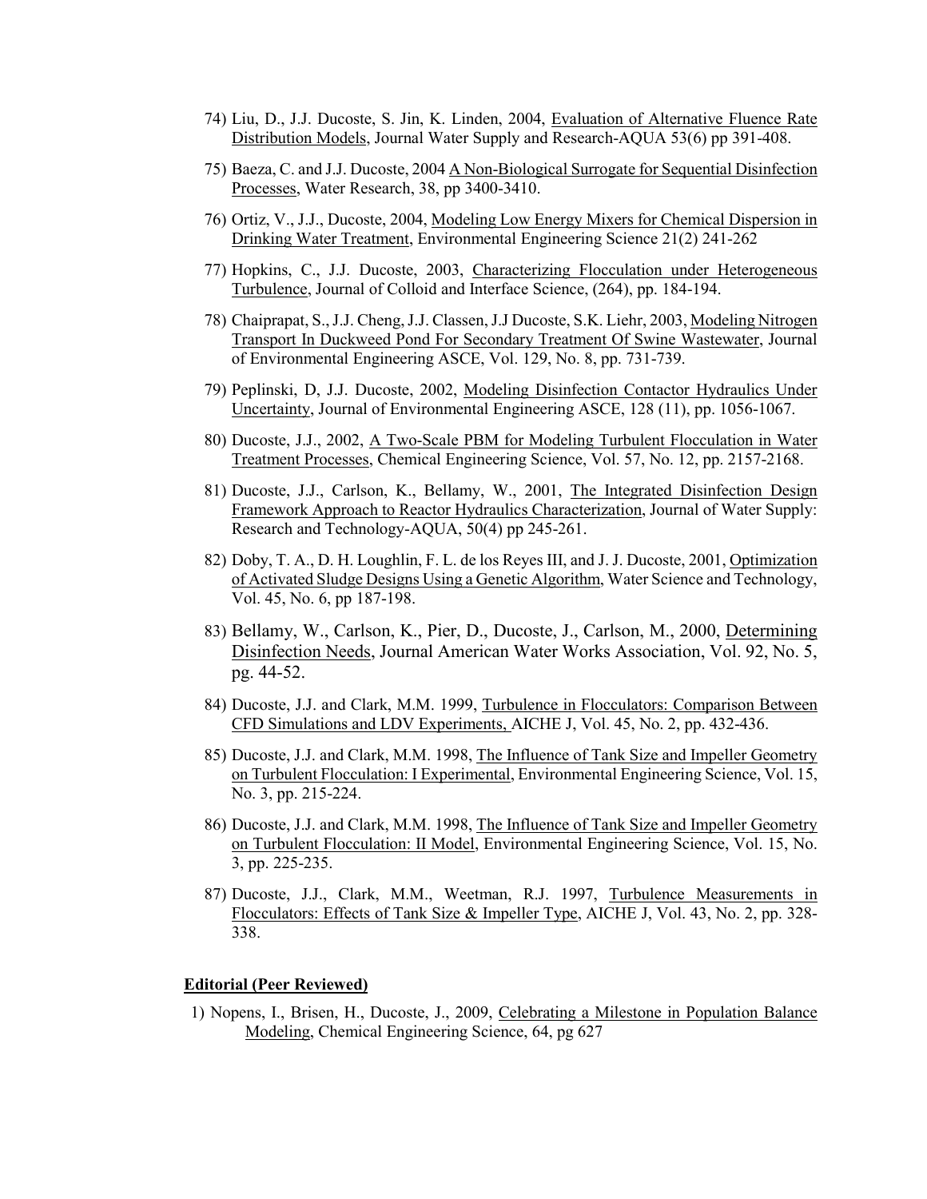74) Liu, D., J.J. Ducoste, S. Jin, K. Linden, 2004, Evaluation of Alternative Fluence Rate Distribution Models, Journal Water Supply and Research-AQUA 53(6) pp 391-408.

75) Baeza, C. and J.J. Ducoste, 2004 A Non-Biological Surrogate for Sequential Disinfection Processes, Water Research, 38, pp 3400-3410.

76) Ortiz, V., J.J., Ducoste, 2004, Modeling Low Energy Mixers for Chemical Dispersion in Drinking Water Treatment, Environmental Engineering Science 21(2) 241-262

77) Hopkins, C., J.J. Ducoste, 2003, Characterizing Flocculation under Heterogeneous Turbulence, Journal of Colloid and Interface Science, (264), pp. 184-194.

78) Chaiprapat, S., J.J. Cheng, J.J. Classen, J.J Ducoste, S.K. Liehr, 2003, Modeling Nitrogen Transport In Duckweed Pond For Secondary Treatment Of Swine Wastewater, Journal of Environmental Engineering ASCE, Vol. 129, No. 8, pp. 731-739.

79) Peplinski, D, J.J. Ducoste, 2002, Modeling Disinfection Contactor Hydraulics Under Uncertainty, Journal of Environmental Engineering ASCE, 128 (11), pp. 1056-1067.

80) Ducoste, J.J., 2002, A Two-Scale PBM for Modeling Turbulent Flocculation in Water Treatment Processes, Chemical Engineering Science, Vol. 57, No. 12, pp. 2157-2168.

81) Ducoste, J.J., Carlson, K., Bellamy, W., 2001, The Integrated Disinfection Design Framework Approach to Reactor Hydraulics Characterization, Journal of Water Supply: Research and Technology-AQUA, 50(4) pp 245-261.

82) Doby, T. A., D. H. Loughlin, F. L. de los Reyes III, and J. J. Ducoste, 2001, Optimization of Activated Sludge Designs Using a Genetic Algorithm, Water Science and Technology, Vol. 45, No. 6, pp 187-198.

83) Bellamy, W., Carlson, K., Pier, D., Ducoste, J., Carlson, M., 2000, Determining Disinfection Needs, Journal American Water Works Association, Vol. 92, No. 5, pg. 44-52.

84) Ducoste, J.J. and Clark, M.M. 1999, Turbulence in Flocculators: Comparison Between CFD Simulations and LDV Experiments, AICHE J, Vol. 45, No. 2, pp. 432-436.

85) Ducoste, J.J. and Clark, M.M. 1998, The Influence of Tank Size and Impeller Geometry on Turbulent Flocculation: I Experimental, Environmental Engineering Science, Vol. 15, No. 3, pp. 215-224.

86) Ducoste, J.J. and Clark, M.M. 1998, The Influence of Tank Size and Impeller Geometry on Turbulent Flocculation: II Model, Environmental Engineering Science, Vol. 15, No. 3, pp. 225-235.

87) Ducoste, J.J., Clark, M.M., Weetman, R.J. 1997, Turbulence Measurements in Flocculators: Effects of Tank Size & Impeller Type, AICHE J, Vol. 43, No. 2, pp. 328-338.

**Editorial (Peer Reviewed)**

1) Nopens, I., Brisen, H., Ducoste, J., 2009, Celebrating a Milestone in Population Balance Modeling, Chemical Engineering Science, 64, pg 627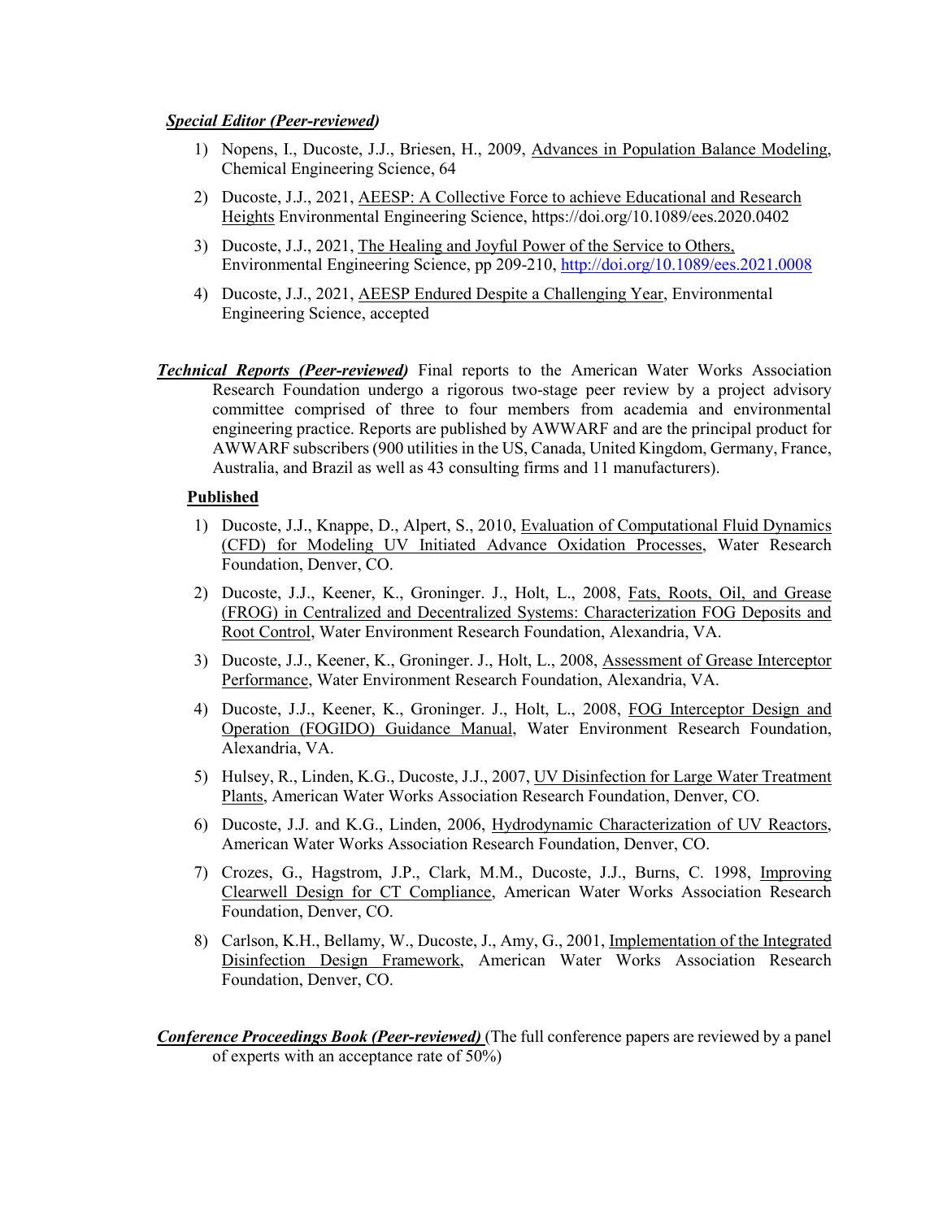***Special Editor (Peer-reviewed)***

1) Nopens, I., Ducoste, J.J., Briesen, H., 2009, Advances in Population Balance Modeling, Chemical Engineering Science, 64
2) Ducoste, J.J., 2021, AEESP: A Collective Force to achieve Educational and Research Heights Environmental Engineering Science, https://doi.org/10.1089/ees.2020.0402
3) Ducoste, J.J., 2021, The Healing and Joyful Power of the Service to Others, Environmental Engineering Science, pp 209-210, http://doi.org/10.1089/ees.2021.0008
4) Ducoste, J.J., 2021, AEESP Endured Despite a Challenging Year, Environmental Engineering Science, accepted

***Technical Reports (Peer-reviewed)*** Final reports to the American Water Works Association Research Foundation undergo a rigorous two-stage peer review by a project advisory committee comprised of three to four members from academia and environmental engineering practice. Reports are published by AWWARF and are the principal product for AWWARF subscribers (900 utilities in the US, Canada, United Kingdom, Germany, France, Australia, and Brazil as well as 43 consulting firms and 11 manufacturers).

**Published**

1) Ducoste, J.J., Knappe, D., Alpert, S., 2010, Evaluation of Computational Fluid Dynamics (CFD) for Modeling UV Initiated Advance Oxidation Processes, Water Research Foundation, Denver, CO.
2) Ducoste, J.J., Keener, K., Groninger. J., Holt, L., 2008, Fats, Roots, Oil, and Grease (FROG) in Centralized and Decentralized Systems: Characterization FOG Deposits and Root Control, Water Environment Research Foundation, Alexandria, VA.
3) Ducoste, J.J., Keener, K., Groninger. J., Holt, L., 2008, Assessment of Grease Interceptor Performance, Water Environment Research Foundation, Alexandria, VA.
4) Ducoste, J.J., Keener, K., Groninger. J., Holt, L., 2008, FOG Interceptor Design and Operation (FOGIDO) Guidance Manual, Water Environment Research Foundation, Alexandria, VA.
5) Hulsey, R., Linden, K.G., Ducoste, J.J., 2007, UV Disinfection for Large Water Treatment Plants, American Water Works Association Research Foundation, Denver, CO.
6) Ducoste, J.J. and K.G., Linden, 2006, Hydrodynamic Characterization of UV Reactors, American Water Works Association Research Foundation, Denver, CO.
7) Crozes, G., Hagstrom, J.P., Clark, M.M., Ducoste, J.J., Burns, C. 1998, Improving Clearwell Design for CT Compliance, American Water Works Association Research Foundation, Denver, CO.
8) Carlson, K.H., Bellamy, W., Ducoste, J., Amy, G., 2001, Implementation of the Integrated Disinfection Design Framework, American Water Works Association Research Foundation, Denver, CO.

***Conference Proceedings Book (Peer-reviewed)*** (The full conference papers are reviewed by a panel of experts with an acceptance rate of 50%)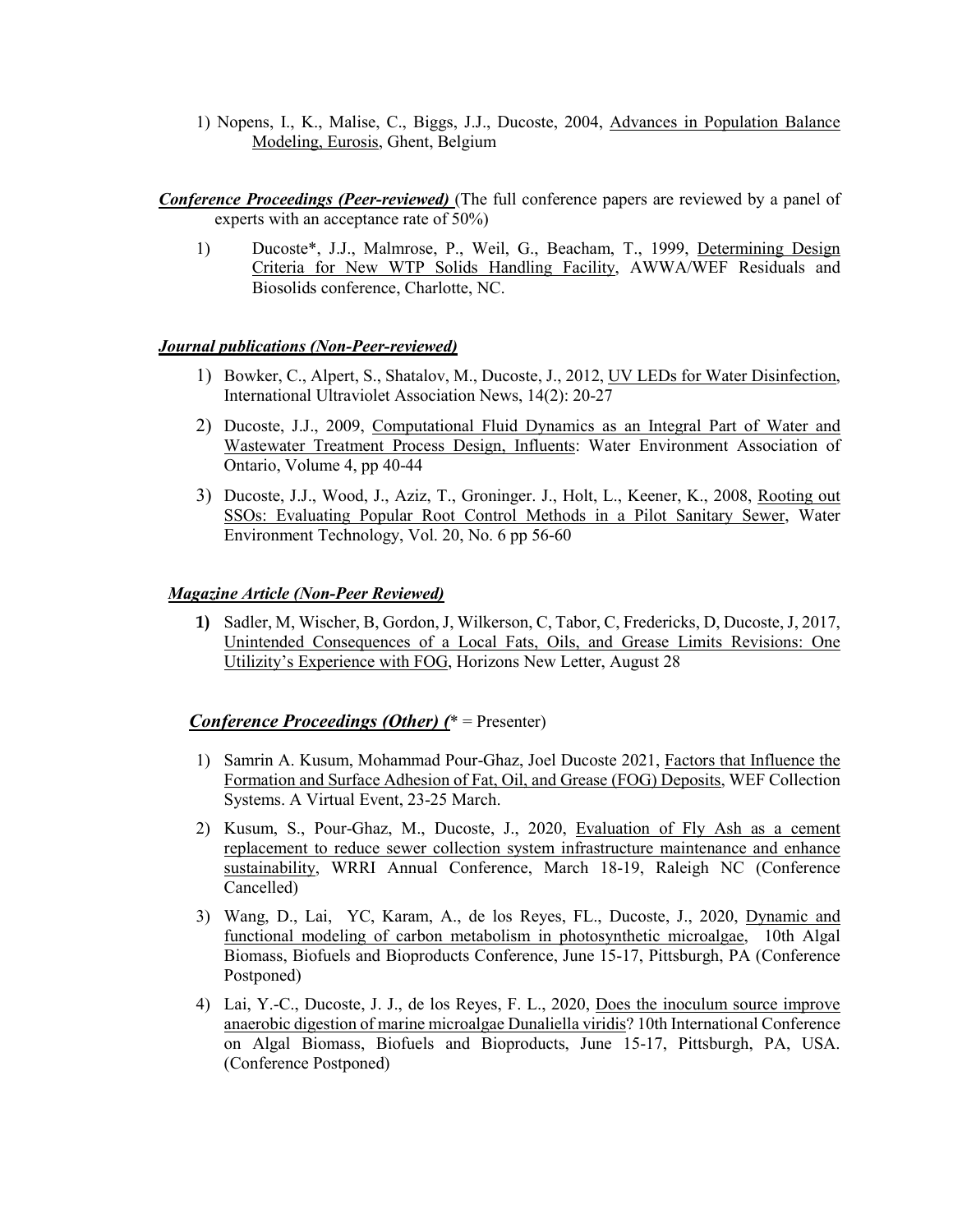1) Nopens, I., K., Malise, C., Biggs, J.J., Ducoste, 2004, <u>Advances in Population Balance Modeling, Eurosis</u>, Ghent, Belgium

***<u>Conference Proceedings (Peer-reviewed)</u>*** (The full conference papers are reviewed by a panel of experts with an acceptance rate of 50%)

1) Ducoste*, J.J., Malmrose, P., Weil, G., Beacham, T., 1999, <u>Determining Design Criteria for New WTP Solids Handling Facility</u>, AWWA/WEF Residuals and Biosolids conference, Charlotte, NC.

***<u>Journal publications (Non-Peer-reviewed)</u>***

1) Bowker, C., Alpert, S., Shatalov, M., Ducoste, J., 2012, <u>UV LEDs for Water Disinfection</u>, International Ultraviolet Association News, 14(2): 20-27
2) Ducoste, J.J., 2009, <u>Computational Fluid Dynamics as an Integral Part of Water and Wastewater Treatment Process Design, Influents</u>: Water Environment Association of Ontario, Volume 4, pp 40-44
3) Ducoste, J.J., Wood, J., Aziz, T., Groninger. J., Holt, L., Keener, K., 2008, <u>Rooting out SSOs: Evaluating Popular Root Control Methods in a Pilot Sanitary Sewer</u>, Water Environment Technology, Vol. 20, No. 6 pp 56-60

***<u>Magazine Article (Non-Peer Reviewed)</u>***

**1)** Sadler, M, Wischer, B, Gordon, J, Wilkerson, C, Tabor, C, Fredericks, D, Ducoste, J, 2017, <u>Unintended Consequences of a Local Fats, Oils, and Grease Limits Revisions: One Utility's Experience with FOG</u>, Horizons New Letter, August 28

***<u>Conference Proceedings (Other) (</u>***\* = Presenter)

1) Samrin A. Kusum, Mohammad Pour-Ghaz, Joel Ducoste 2021, <u>Factors that Influence the Formation and Surface Adhesion of Fat, Oil, and Grease (FOG) Deposits</u>, WEF Collection Systems. A Virtual Event, 23-25 March.
2) Kusum, S., Pour-Ghaz, M., Ducoste, J., 2020, <u>Evaluation of Fly Ash as a cement replacement to reduce sewer collection system infrastructure maintenance and enhance sustainability</u>, WRRI Annual Conference, March 18-19, Raleigh NC (Conference Cancelled)
3) Wang, D., Lai, YC, Karam, A., de los Reyes, FL., Ducoste, J., 2020, <u>Dynamic and functional modeling of carbon metabolism in photosynthetic microalgae</u>, 10th Algal Biomass, Biofuels and Bioproducts Conference, June 15-17, Pittsburgh, PA (Conference Postponed)
4) Lai, Y.-C., Ducoste, J. J., de los Reyes, F. L., 2020, <u>Does the inoculum source improve anaerobic digestion of marine microalgae Dunaliella viridis</u>? 10th International Conference on Algal Biomass, Biofuels and Bioproducts, June 15-17, Pittsburgh, PA, USA. (Conference Postponed)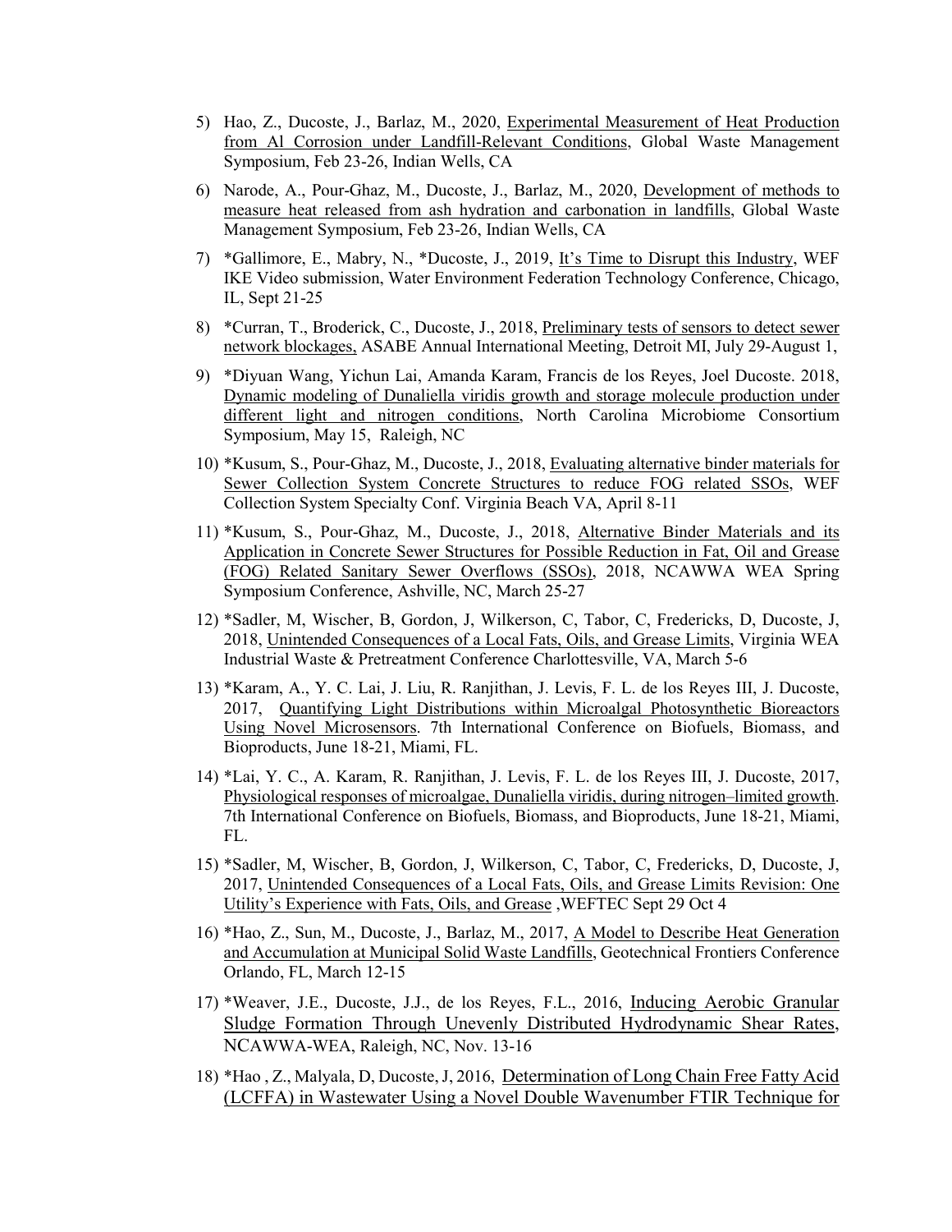5) Hao, Z., Ducoste, J., Barlaz, M., 2020, <u>Experimental Measurement of Heat Production from Al Corrosion under Landfill-Relevant Conditions</u>, Global Waste Management Symposium, Feb 23-26, Indian Wells, CA

6) Narode, A., Pour-Ghaz, M., Ducoste, J., Barlaz, M., 2020, <u>Development of methods to measure heat released from ash hydration and carbonation in landfills</u>, Global Waste Management Symposium, Feb 23-26, Indian Wells, CA

7) *Gallimore, E., Mabry, N., *Ducoste, J., 2019, <u>It's Time to Disrupt this Industry</u>, WEF IKE Video submission, Water Environment Federation Technology Conference, Chicago, IL, Sept 21-25

8) *Curran, T., Broderick, C., Ducoste, J., 2018, <u>Preliminary tests of sensors to detect sewer network blockages,</u> ASABE Annual International Meeting, Detroit MI, July 29-August 1,

9) *Diyuan Wang, Yichun Lai, Amanda Karam, Francis de los Reyes, Joel Ducoste. 2018, <u>Dynamic modeling of Dunaliella viridis growth and storage molecule production under different light and nitrogen conditions</u>, North Carolina Microbiome Consortium Symposium, May 15, Raleigh, NC

10) *Kusum, S., Pour-Ghaz, M., Ducoste, J., 2018, <u>Evaluating alternative binder materials for Sewer Collection System Concrete Structures to reduce FOG related SSOs</u>, WEF Collection System Specialty Conf. Virginia Beach VA, April 8-11

11) *Kusum, S., Pour-Ghaz, M., Ducoste, J., 2018, <u>Alternative Binder Materials and its Application in Concrete Sewer Structures for Possible Reduction in Fat, Oil and Grease (FOG) Related Sanitary Sewer Overflows (SSOs)</u>, 2018, NCAWWA WEA Spring Symposium Conference, Ashville, NC, March 25-27

12) *Sadler, M, Wischer, B, Gordon, J, Wilkerson, C, Tabor, C, Fredericks, D, Ducoste, J, 2018, <u>Unintended Consequences of a Local Fats, Oils, and Grease Limits</u>, Virginia WEA Industrial Waste & Pretreatment Conference Charlottesville, VA, March 5-6

13) *Karam, A., Y. C. Lai, J. Liu, R. Ranjithan, J. Levis, F. L. de los Reyes III, J. Ducoste, 2017, <u>Quantifying Light Distributions within Microalgal Photosynthetic Bioreactors Using Novel Microsensors</u>. 7th International Conference on Biofuels, Biomass, and Bioproducts, June 18-21, Miami, FL.

14) *Lai, Y. C., A. Karam, R. Ranjithan, J. Levis, F. L. de los Reyes III, J. Ducoste, 2017, <u>Physiological responses of microalgae, Dunaliella viridis, during nitrogen–limited growth</u>. 7th International Conference on Biofuels, Biomass, and Bioproducts, June 18-21, Miami, FL.

15) *Sadler, M, Wischer, B, Gordon, J, Wilkerson, C, Tabor, C, Fredericks, D, Ducoste, J, 2017, <u>Unintended Consequences of a Local Fats, Oils, and Grease Limits Revision: One Utility's Experience with Fats, Oils, and Grease</u> ,WEFTEC Sept 29 Oct 4

16) *Hao, Z., Sun, M., Ducoste, J., Barlaz, M., 2017, <u>A Model to Describe Heat Generation and Accumulation at Municipal Solid Waste Landfills</u>, Geotechnical Frontiers Conference Orlando, FL, March 12-15

17) *Weaver, J.E., Ducoste, J.J., de los Reyes, F.L., 2016, <u>Inducing Aerobic Granular Sludge Formation Through Unevenly Distributed Hydrodynamic Shear Rates</u>, NCAWWA-WEA, Raleigh, NC, Nov. 13-16

18) *Hao , Z., Malyala, D, Ducoste, J, 2016, <u>Determination of Long Chain Free Fatty Acid (LCFFA) in Wastewater Using a Novel Double Wavenumber FTIR Technique for</u>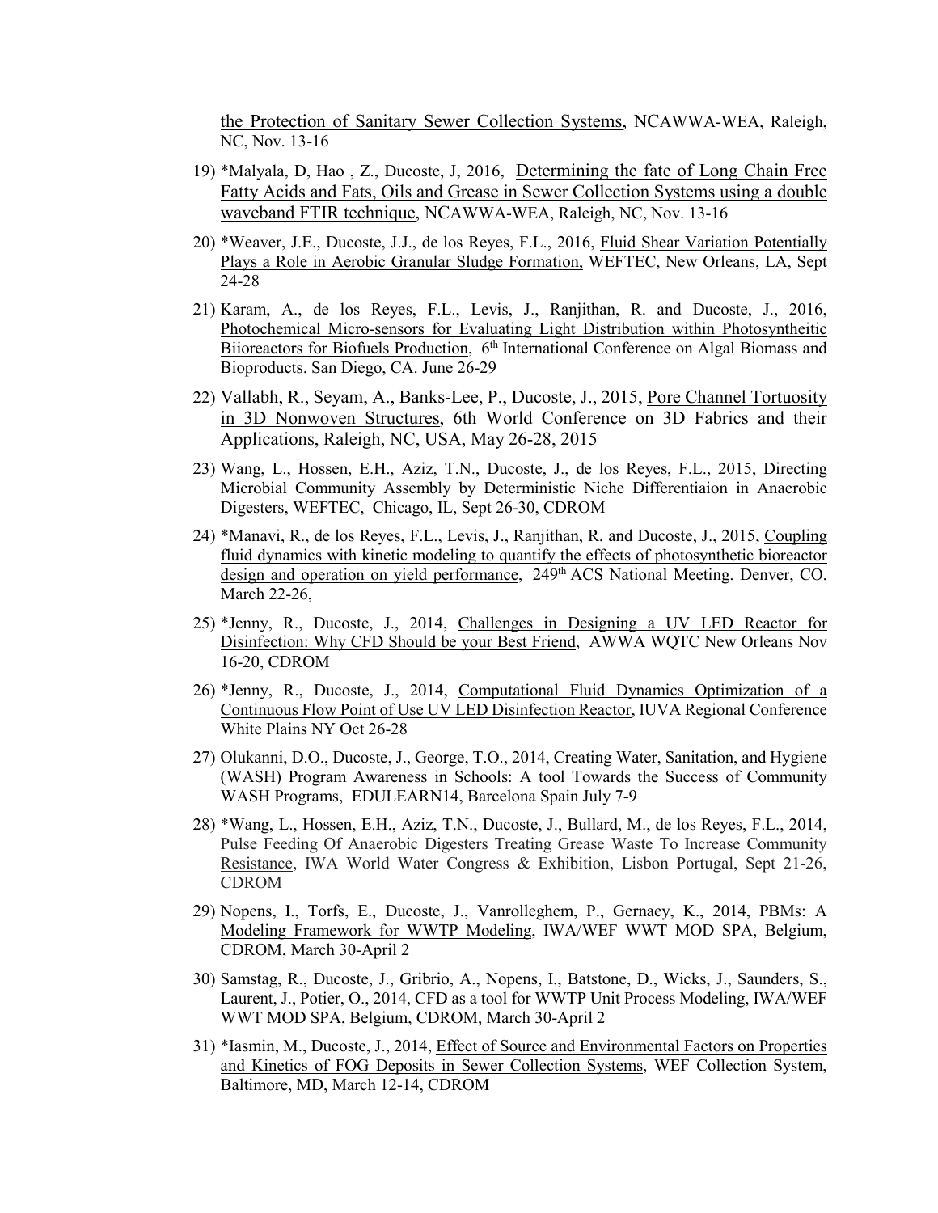the Protection of Sanitary Sewer Collection Systems, NCAWWA-WEA, Raleigh, NC, Nov. 13-16

19) *Malyala, D, Hao , Z., Ducoste, J, 2016, Determining the fate of Long Chain Free Fatty Acids and Fats, Oils and Grease in Sewer Collection Systems using a double waveband FTIR technique, NCAWWA-WEA, Raleigh, NC, Nov. 13-16

20) *Weaver, J.E., Ducoste, J.J., de los Reyes, F.L., 2016, Fluid Shear Variation Potentially Plays a Role in Aerobic Granular Sludge Formation, WEFTEC, New Orleans, LA, Sept 24-28

21) Karam, A., de los Reyes, F.L., Levis, J., Ranjithan, R. and Ducoste, J., 2016, Photochemical Micro-sensors for Evaluating Light Distribution within Photosyntheitic Biioreactors for Biofuels Production, 6th International Conference on Algal Biomass and Bioproducts. San Diego, CA. June 26-29

22) Vallabh, R., Seyam, A., Banks-Lee, P., Ducoste, J., 2015, Pore Channel Tortuosity in 3D Nonwoven Structures, 6th World Conference on 3D Fabrics and their Applications, Raleigh, NC, USA, May 26-28, 2015

23) Wang, L., Hossen, E.H., Aziz, T.N., Ducoste, J., de los Reyes, F.L., 2015, Directing Microbial Community Assembly by Deterministic Niche Differentiaion in Anaerobic Digesters, WEFTEC, Chicago, IL, Sept 26-30, CDROM

24) *Manavi, R., de los Reyes, F.L., Levis, J., Ranjithan, R. and Ducoste, J., 2015, Coupling fluid dynamics with kinetic modeling to quantify the effects of photosynthetic bioreactor design and operation on yield performance, 249th ACS National Meeting. Denver, CO. March 22-26,

25) *Jenny, R., Ducoste, J., 2014, Challenges in Designing a UV LED Reactor for Disinfection: Why CFD Should be your Best Friend, AWWA WQTC New Orleans Nov 16-20, CDROM

26) *Jenny, R., Ducoste, J., 2014, Computational Fluid Dynamics Optimization of a Continuous Flow Point of Use UV LED Disinfection Reactor, IUVA Regional Conference White Plains NY Oct 26-28

27) Olukanni, D.O., Ducoste, J., George, T.O., 2014, Creating Water, Sanitation, and Hygiene (WASH) Program Awareness in Schools: A tool Towards the Success of Community WASH Programs, EDULEARN14, Barcelona Spain July 7-9

28) *Wang, L., Hossen, E.H., Aziz, T.N., Ducoste, J., Bullard, M., de los Reyes, F.L., 2014, Pulse Feeding Of Anaerobic Digesters Treating Grease Waste To Increase Community Resistance, IWA World Water Congress & Exhibition, Lisbon Portugal, Sept 21-26, CDROM

29) Nopens, I., Torfs, E., Ducoste, J., Vanrolleghem, P., Gernaey, K., 2014, PBMs: A Modeling Framework for WWTP Modeling, IWA/WEF WWT MOD SPA, Belgium, CDROM, March 30-April 2

30) Samstag, R., Ducoste, J., Gribrio, A., Nopens, I., Batstone, D., Wicks, J., Saunders, S., Laurent, J., Potier, O., 2014, CFD as a tool for WWTP Unit Process Modeling, IWA/WEF WWT MOD SPA, Belgium, CDROM, March 30-April 2

31) *Iasmin, M., Ducoste, J., 2014, Effect of Source and Environmental Factors on Properties and Kinetics of FOG Deposits in Sewer Collection Systems, WEF Collection System, Baltimore, MD, March 12-14, CDROM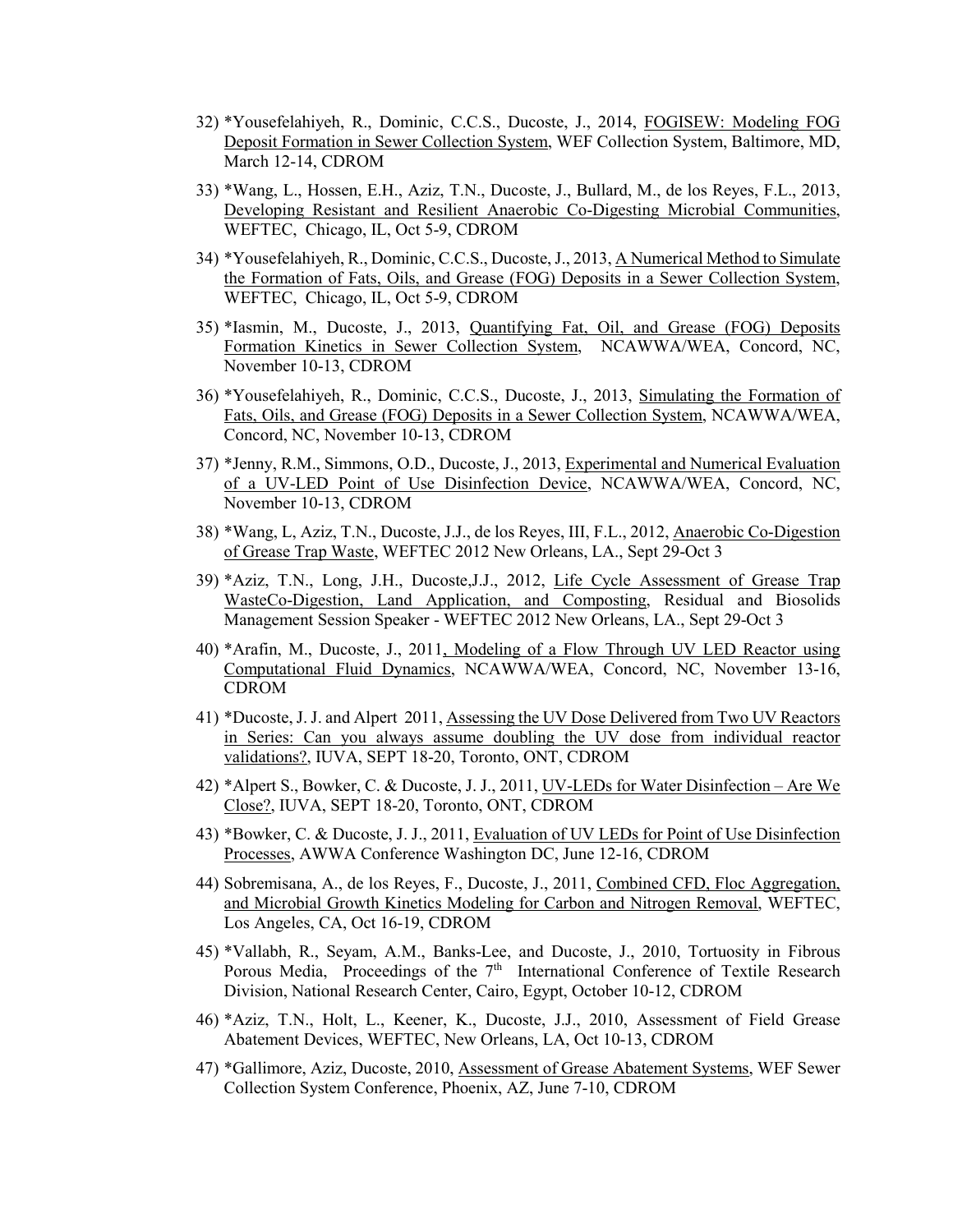32) *Yousefelahiyeh, R., Dominic, C.C.S., Ducoste, J., 2014, FOGISEW: Modeling FOG Deposit Formation in Sewer Collection System, WEF Collection System, Baltimore, MD, March 12-14, CDROM

33) *Wang, L., Hossen, E.H., Aziz, T.N., Ducoste, J., Bullard, M., de los Reyes, F.L., 2013, Developing Resistant and Resilient Anaerobic Co-Digesting Microbial Communities, WEFTEC, Chicago, IL, Oct 5-9, CDROM

34) *Yousefelahiyeh, R., Dominic, C.C.S., Ducoste, J., 2013, A Numerical Method to Simulate the Formation of Fats, Oils, and Grease (FOG) Deposits in a Sewer Collection System, WEFTEC, Chicago, IL, Oct 5-9, CDROM

35) *Iasmin, M., Ducoste, J., 2013, Quantifying Fat, Oil, and Grease (FOG) Deposits Formation Kinetics in Sewer Collection System, NCAWWA/WEA, Concord, NC, November 10-13, CDROM

36) *Yousefelahiyeh, R., Dominic, C.C.S., Ducoste, J., 2013, Simulating the Formation of Fats, Oils, and Grease (FOG) Deposits in a Sewer Collection System, NCAWWA/WEA, Concord, NC, November 10-13, CDROM

37) *Jenny, R.M., Simmons, O.D., Ducoste, J., 2013, Experimental and Numerical Evaluation of a UV-LED Point of Use Disinfection Device, NCAWWA/WEA, Concord, NC, November 10-13, CDROM

38) *Wang, L, Aziz, T.N., Ducoste, J.J., de los Reyes, III, F.L., 2012, Anaerobic Co-Digestion of Grease Trap Waste, WEFTEC 2012 New Orleans, LA., Sept 29-Oct 3

39) *Aziz, T.N., Long, J.H., Ducoste,J.J., 2012, Life Cycle Assessment of Grease Trap WasteCo-Digestion, Land Application, and Composting, Residual and Biosolids Management Session Speaker - WEFTEC 2012 New Orleans, LA., Sept 29-Oct 3

40) *Arafin, M., Ducoste, J., 2011, Modeling of a Flow Through UV LED Reactor using Computational Fluid Dynamics, NCAWWA/WEA, Concord, NC, November 13-16, CDROM

41) *Ducoste, J. J. and Alpert 2011, Assessing the UV Dose Delivered from Two UV Reactors in Series: Can you always assume doubling the UV dose from individual reactor validations?, IUVA, SEPT 18-20, Toronto, ONT, CDROM

42) *Alpert S., Bowker, C. & Ducoste, J. J., 2011, UV-LEDs for Water Disinfection – Are We Close?, IUVA, SEPT 18-20, Toronto, ONT, CDROM

43) *Bowker, C. & Ducoste, J. J., 2011, Evaluation of UV LEDs for Point of Use Disinfection Processes, AWWA Conference Washington DC, June 12-16, CDROM

44) Sobremisana, A., de los Reyes, F., Ducoste, J., 2011, Combined CFD, Floc Aggregation, and Microbial Growth Kinetics Modeling for Carbon and Nitrogen Removal, WEFTEC, Los Angeles, CA, Oct 16-19, CDROM

45) *Vallabh, R., Seyam, A.M., Banks-Lee, and Ducoste, J., 2010, Tortuosity in Fibrous Porous Media, Proceedings of the 7th International Conference of Textile Research Division, National Research Center, Cairo, Egypt, October 10-12, CDROM

46) *Aziz, T.N., Holt, L., Keener, K., Ducoste, J.J., 2010, Assessment of Field Grease Abatement Devices, WEFTEC, New Orleans, LA, Oct 10-13, CDROM

47) *Gallimore, Aziz, Ducoste, 2010, Assessment of Grease Abatement Systems, WEF Sewer Collection System Conference, Phoenix, AZ, June 7-10, CDROM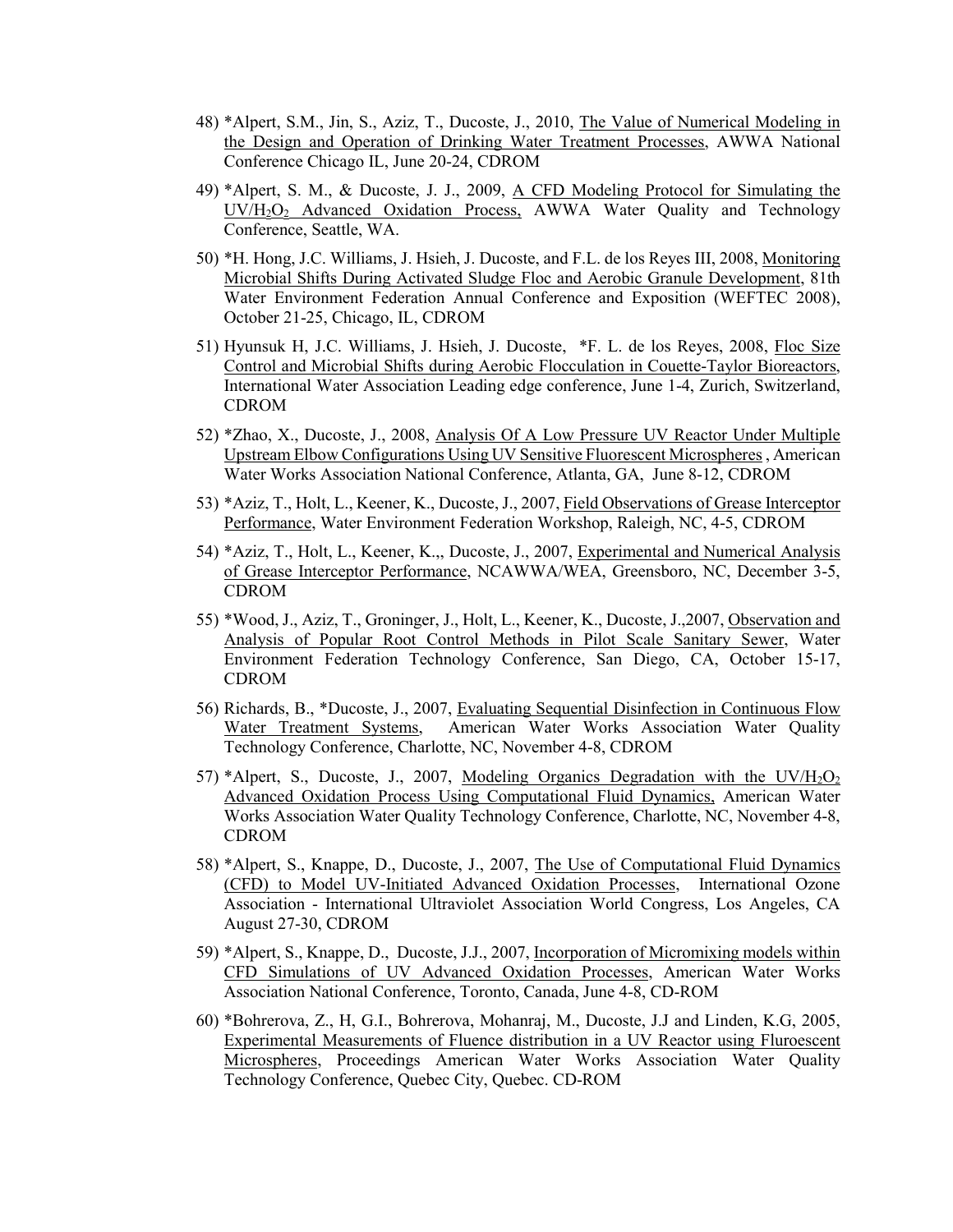48) *Alpert, S.M., Jin, S., Aziz, T., Ducoste, J., 2010, The Value of Numerical Modeling in the Design and Operation of Drinking Water Treatment Processes, AWWA National Conference Chicago IL, June 20-24, CDROM

49) *Alpert, S. M., & Ducoste, J. J., 2009, A CFD Modeling Protocol for Simulating the $UV/H_2O_2$ Advanced Oxidation Process, AWWA Water Quality and Technology Conference, Seattle, WA.

50) *H. Hong, J.C. Williams, J. Hsieh, J. Ducoste, and F.L. de los Reyes III, 2008, Monitoring Microbial Shifts During Activated Sludge Floc and Aerobic Granule Development, 81th Water Environment Federation Annual Conference and Exposition (WEFTEC 2008), October 21-25, Chicago, IL, CDROM

51) Hyunsuk H, J.C. Williams, J. Hsieh, J. Ducoste, *F. L. de los Reyes, 2008, Floc Size Control and Microbial Shifts during Aerobic Flocculation in Couette-Taylor Bioreactors, International Water Association Leading edge conference, June 1-4, Zurich, Switzerland, CDROM

52) *Zhao, X., Ducoste, J., 2008, Analysis Of A Low Pressure UV Reactor Under Multiple Upstream Elbow Configurations Using UV Sensitive Fluorescent Microspheres , American Water Works Association National Conference, Atlanta, GA, June 8-12, CDROM

53) *Aziz, T., Holt, L., Keener, K., Ducoste, J., 2007, Field Observations of Grease Interceptor Performance, Water Environment Federation Workshop, Raleigh, NC, 4-5, CDROM

54) *Aziz, T., Holt, L., Keener, K.,, Ducoste, J., 2007, Experimental and Numerical Analysis of Grease Interceptor Performance, NCAWWA/WEA, Greensboro, NC, December 3-5, CDROM

55) *Wood, J., Aziz, T., Groninger, J., Holt, L., Keener, K., Ducoste, J.,2007, Observation and Analysis of Popular Root Control Methods in Pilot Scale Sanitary Sewer, Water Environment Federation Technology Conference, San Diego, CA, October 15-17, CDROM

56) Richards, B., *Ducoste, J., 2007, Evaluating Sequential Disinfection in Continuous Flow Water Treatment Systems, American Water Works Association Water Quality Technology Conference, Charlotte, NC, November 4-8, CDROM

57) *Alpert, S., Ducoste, J., 2007, Modeling Organics Degradation with the $UV/H_2O_2$ Advanced Oxidation Process Using Computational Fluid Dynamics, American Water Works Association Water Quality Technology Conference, Charlotte, NC, November 4-8, CDROM

58) *Alpert, S., Knappe, D., Ducoste, J., 2007, The Use of Computational Fluid Dynamics (CFD) to Model UV-Initiated Advanced Oxidation Processes, International Ozone Association - International Ultraviolet Association World Congress, Los Angeles, CA August 27-30, CDROM

59) *Alpert, S., Knappe, D., Ducoste, J.J., 2007, Incorporation of Micromixing models within CFD Simulations of UV Advanced Oxidation Processes, American Water Works Association National Conference, Toronto, Canada, June 4-8, CD-ROM

60) *Bohrerova, Z., H, G.I., Bohrerova, Mohanraj, M., Ducoste, J.J and Linden, K.G, 2005, Experimental Measurements of Fluence distribution in a UV Reactor using Fluroescent Microspheres, Proceedings American Water Works Association Water Quality Technology Conference, Quebec City, Quebec. CD-ROM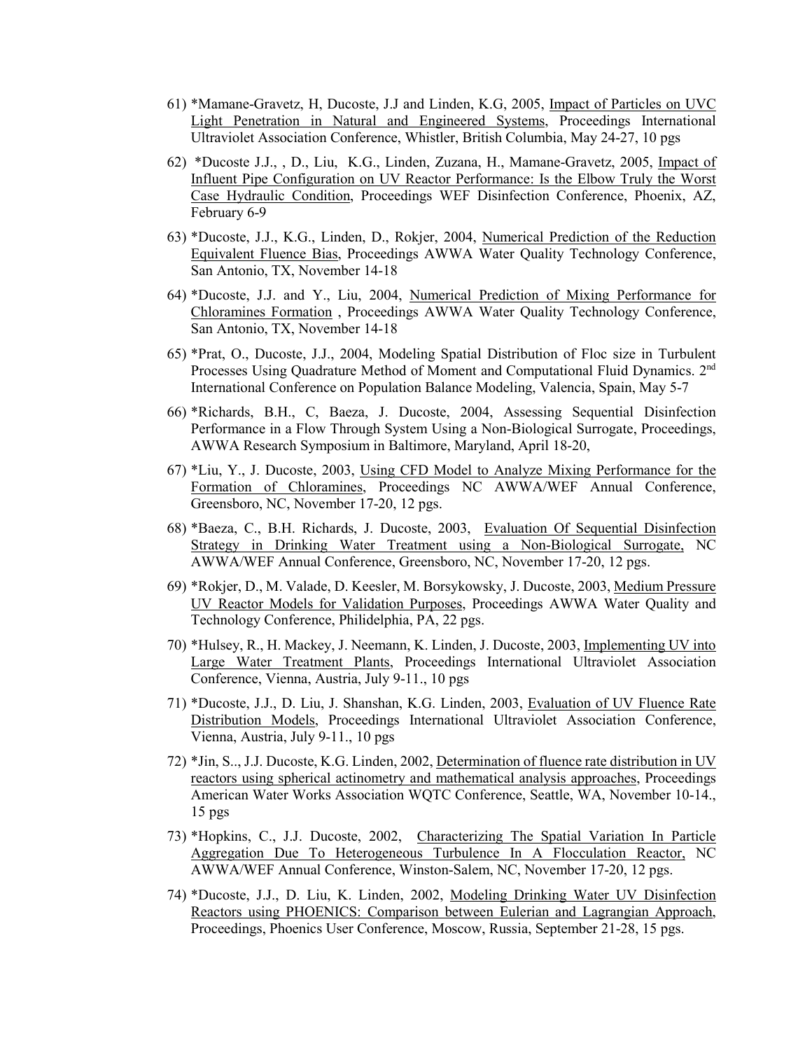61) *Mamane-Gravetz, H, Ducoste, J.J and Linden, K.G, 2005, Impact of Particles on UVC Light Penetration in Natural and Engineered Systems, Proceedings International Ultraviolet Association Conference, Whistler, British Columbia, May 24-27, 10 pgs

62) *Ducoste J.J., , D., Liu, K.G., Linden, Zuzana, H., Mamane-Gravetz, 2005, Impact of Influent Pipe Configuration on UV Reactor Performance: Is the Elbow Truly the Worst Case Hydraulic Condition, Proceedings WEF Disinfection Conference, Phoenix, AZ, February 6-9

63) *Ducoste, J.J., K.G., Linden, D., Rokjer, 2004, Numerical Prediction of the Reduction Equivalent Fluence Bias, Proceedings AWWA Water Quality Technology Conference, San Antonio, TX, November 14-18

64) *Ducoste, J.J. and Y., Liu, 2004, Numerical Prediction of Mixing Performance for Chloramines Formation , Proceedings AWWA Water Quality Technology Conference, San Antonio, TX, November 14-18

65) *Prat, O., Ducoste, J.J., 2004, Modeling Spatial Distribution of Floc size in Turbulent Processes Using Quadrature Method of Moment and Computational Fluid Dynamics. 2nd International Conference on Population Balance Modeling, Valencia, Spain, May 5-7

66) *Richards, B.H., C, Baeza, J. Ducoste, 2004, Assessing Sequential Disinfection Performance in a Flow Through System Using a Non-Biological Surrogate, Proceedings, AWWA Research Symposium in Baltimore, Maryland, April 18-20,

67) *Liu, Y., J. Ducoste, 2003, Using CFD Model to Analyze Mixing Performance for the Formation of Chloramines, Proceedings NC AWWA/WEF Annual Conference, Greensboro, NC, November 17-20, 12 pgs.

68) *Baeza, C., B.H. Richards, J. Ducoste, 2003, Evaluation Of Sequential Disinfection Strategy in Drinking Water Treatment using a Non-Biological Surrogate, NC AWWA/WEF Annual Conference, Greensboro, NC, November 17-20, 12 pgs.

69) *Rokjer, D., M. Valade, D. Keesler, M. Borsykowsky, J. Ducoste, 2003, Medium Pressure UV Reactor Models for Validation Purposes, Proceedings AWWA Water Quality and Technology Conference, Philidelphia, PA, 22 pgs.

70) *Hulsey, R., H. Mackey, J. Neemann, K. Linden, J. Ducoste, 2003, Implementing UV into Large Water Treatment Plants, Proceedings International Ultraviolet Association Conference, Vienna, Austria, July 9-11., 10 pgs

71) *Ducoste, J.J., D. Liu, J. Shanshan, K.G. Linden, 2003, Evaluation of UV Fluence Rate Distribution Models, Proceedings International Ultraviolet Association Conference, Vienna, Austria, July 9-11., 10 pgs

72) *Jin, S.., J.J. Ducoste, K.G. Linden, 2002, Determination of fluence rate distribution in UV reactors using spherical actinometry and mathematical analysis approaches, Proceedings American Water Works Association WQTC Conference, Seattle, WA, November 10-14., 15 pgs

73) *Hopkins, C., J.J. Ducoste, 2002, Characterizing The Spatial Variation In Particle Aggregation Due To Heterogeneous Turbulence In A Flocculation Reactor, NC AWWA/WEF Annual Conference, Winston-Salem, NC, November 17-20, 12 pgs.

74) *Ducoste, J.J., D. Liu, K. Linden, 2002, Modeling Drinking Water UV Disinfection Reactors using PHOENICS: Comparison between Eulerian and Lagrangian Approach, Proceedings, Phoenics User Conference, Moscow, Russia, September 21-28, 15 pgs.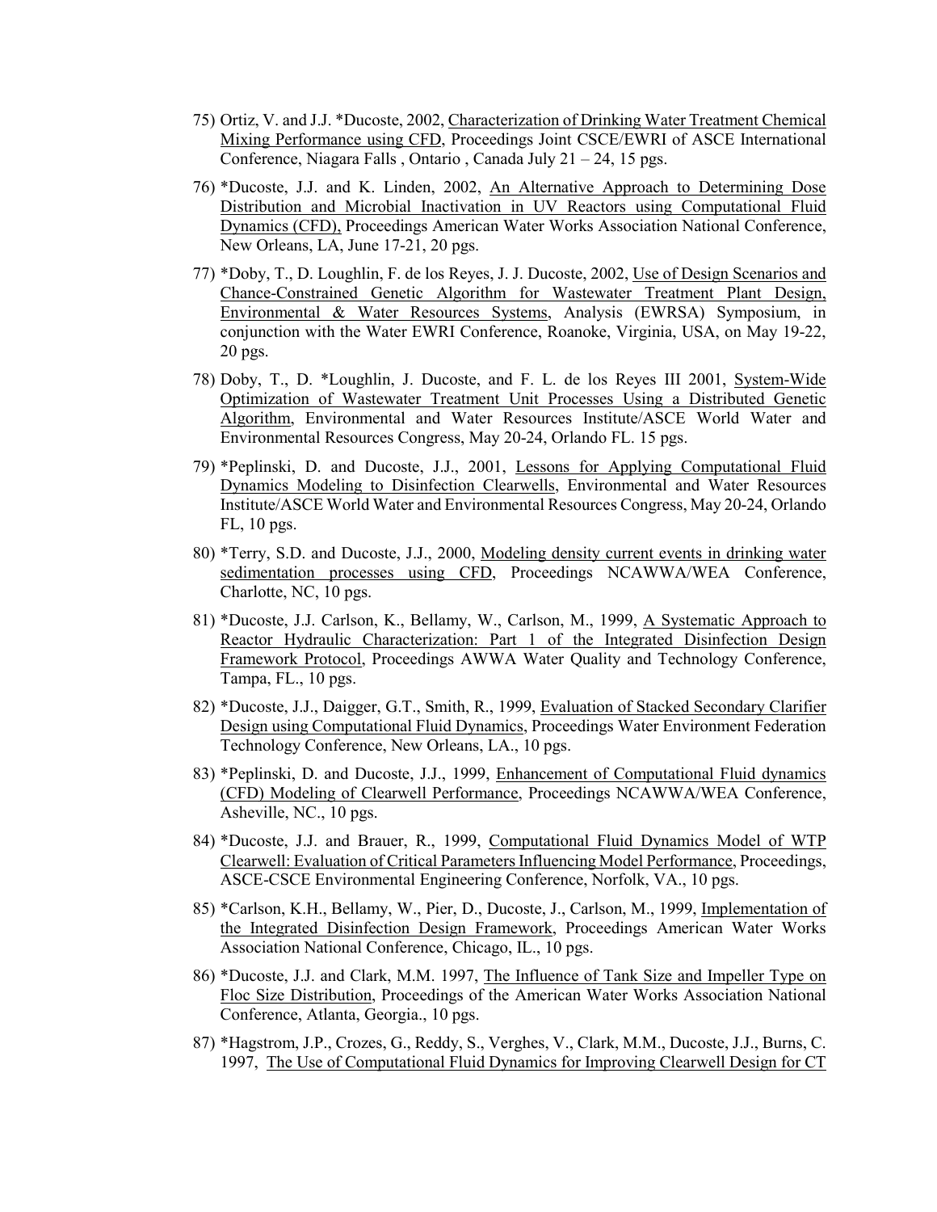75) Ortiz, V. and J.J. *Ducoste, 2002, Characterization of Drinking Water Treatment Chemical Mixing Performance using CFD, Proceedings Joint CSCE/EWRI of ASCE International Conference, Niagara Falls , Ontario , Canada July 21 – 24, 15 pgs.

76) *Ducoste, J.J. and K. Linden, 2002, An Alternative Approach to Determining Dose Distribution and Microbial Inactivation in UV Reactors using Computational Fluid Dynamics (CFD), Proceedings American Water Works Association National Conference, New Orleans, LA, June 17-21, 20 pgs.

77) *Doby, T., D. Loughlin, F. de los Reyes, J. J. Ducoste, 2002, Use of Design Scenarios and Chance-Constrained Genetic Algorithm for Wastewater Treatment Plant Design, Environmental & Water Resources Systems, Analysis (EWRSA) Symposium, in conjunction with the Water EWRI Conference, Roanoke, Virginia, USA, on May 19-22, 20 pgs.

78) Doby, T., D. *Loughlin, J. Ducoste, and F. L. de los Reyes III 2001, System-Wide Optimization of Wastewater Treatment Unit Processes Using a Distributed Genetic Algorithm, Environmental and Water Resources Institute/ASCE World Water and Environmental Resources Congress, May 20-24, Orlando FL. 15 pgs.

79) *Peplinski, D. and Ducoste, J.J., 2001, Lessons for Applying Computational Fluid Dynamics Modeling to Disinfection Clearwells, Environmental and Water Resources Institute/ASCE World Water and Environmental Resources Congress, May 20-24, Orlando FL, 10 pgs.

80) *Terry, S.D. and Ducoste, J.J., 2000, Modeling density current events in drinking water sedimentation processes using CFD, Proceedings NCAWWA/WEA Conference, Charlotte, NC, 10 pgs.

81) *Ducoste, J.J. Carlson, K., Bellamy, W., Carlson, M., 1999, A Systematic Approach to Reactor Hydraulic Characterization: Part 1 of the Integrated Disinfection Design Framework Protocol, Proceedings AWWA Water Quality and Technology Conference, Tampa, FL., 10 pgs.

82) *Ducoste, J.J., Daigger, G.T., Smith, R., 1999, Evaluation of Stacked Secondary Clarifier Design using Computational Fluid Dynamics, Proceedings Water Environment Federation Technology Conference, New Orleans, LA., 10 pgs.

83) *Peplinski, D. and Ducoste, J.J., 1999, Enhancement of Computational Fluid dynamics (CFD) Modeling of Clearwell Performance, Proceedings NCAWWA/WEA Conference, Asheville, NC., 10 pgs.

84) *Ducoste, J.J. and Brauer, R., 1999, Computational Fluid Dynamics Model of WTP Clearwell: Evaluation of Critical Parameters Influencing Model Performance, Proceedings, ASCE-CSCE Environmental Engineering Conference, Norfolk, VA., 10 pgs.

85) *Carlson, K.H., Bellamy, W., Pier, D., Ducoste, J., Carlson, M., 1999, Implementation of the Integrated Disinfection Design Framework, Proceedings American Water Works Association National Conference, Chicago, IL., 10 pgs.

86) *Ducoste, J.J. and Clark, M.M. 1997, The Influence of Tank Size and Impeller Type on Floc Size Distribution, Proceedings of the American Water Works Association National Conference, Atlanta, Georgia., 10 pgs.

87) *Hagstrom, J.P., Crozes, G., Reddy, S., Verghes, V., Clark, M.M., Ducoste, J.J., Burns, C. 1997, The Use of Computational Fluid Dynamics for Improving Clearwell Design for CT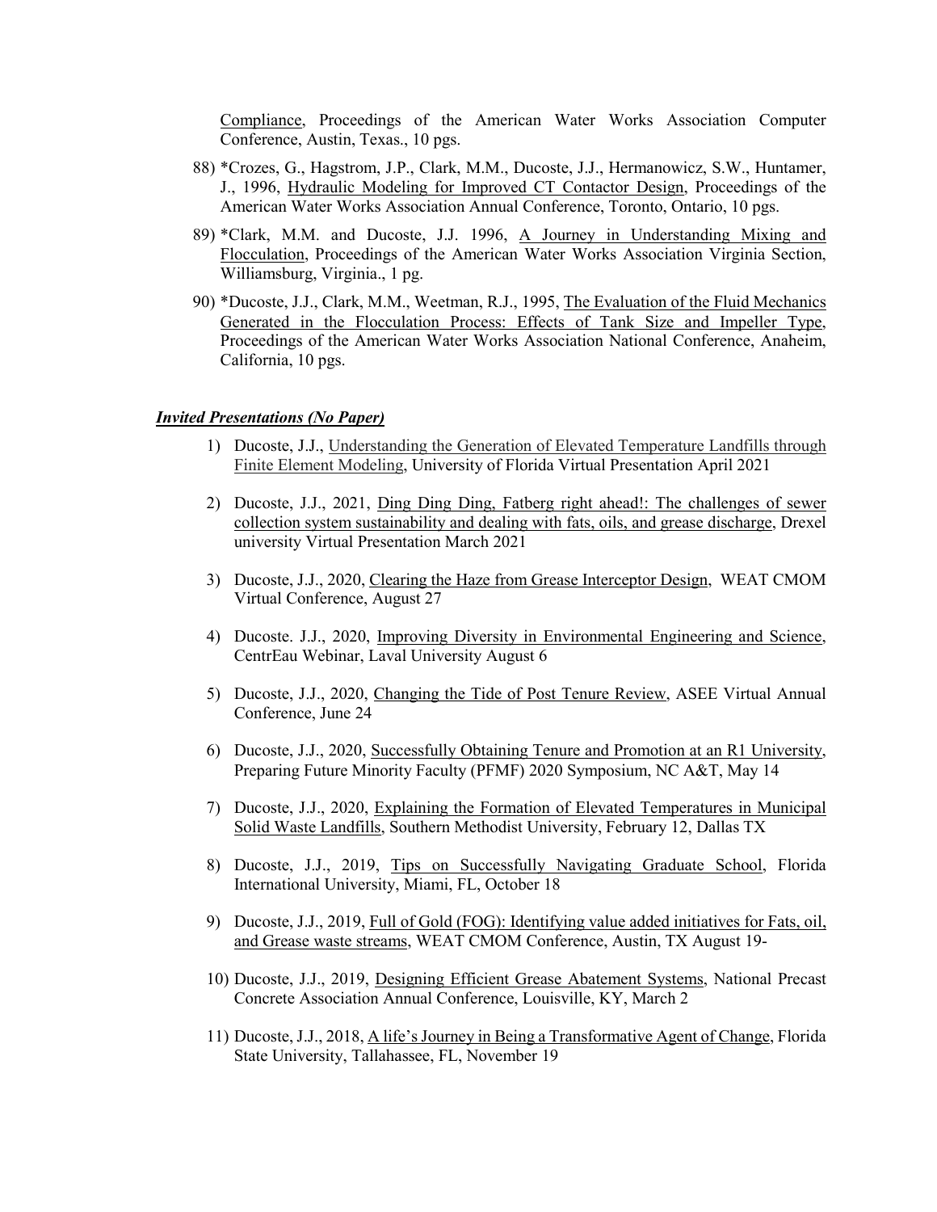Compliance, Proceedings of the American Water Works Association Computer Conference, Austin, Texas., 10 pgs.

88) *Crozes, G., Hagstrom, J.P., Clark, M.M., Ducoste, J.J., Hermanowicz, S.W., Huntamer, J., 1996, Hydraulic Modeling for Improved CT Contactor Design, Proceedings of the American Water Works Association Annual Conference, Toronto, Ontario, 10 pgs.

89) *Clark, M.M. and Ducoste, J.J. 1996, A Journey in Understanding Mixing and Flocculation, Proceedings of the American Water Works Association Virginia Section, Williamsburg, Virginia., 1 pg.

90) *Ducoste, J.J., Clark, M.M., Weetman, R.J., 1995, The Evaluation of the Fluid Mechanics Generated in the Flocculation Process: Effects of Tank Size and Impeller Type, Proceedings of the American Water Works Association National Conference, Anaheim, California, 10 pgs.

***Invited Presentations (No Paper)***

1) Ducoste, J.J., Understanding the Generation of Elevated Temperature Landfills through Finite Element Modeling, University of Florida Virtual Presentation April 2021

2) Ducoste, J.J., 2021, Ding Ding Ding, Fatberg right ahead!: The challenges of sewer collection system sustainability and dealing with fats, oils, and grease discharge, Drexel university Virtual Presentation March 2021

3) Ducoste, J.J., 2020, Clearing the Haze from Grease Interceptor Design, WEAT CMOM Virtual Conference, August 27

4) Ducoste. J.J., 2020, Improving Diversity in Environmental Engineering and Science, CentrEau Webinar, Laval University August 6

5) Ducoste, J.J., 2020, Changing the Tide of Post Tenure Review, ASEE Virtual Annual Conference, June 24

6) Ducoste, J.J., 2020, Successfully Obtaining Tenure and Promotion at an R1 University, Preparing Future Minority Faculty (PFMF) 2020 Symposium, NC A&T, May 14

7) Ducoste, J.J., 2020, Explaining the Formation of Elevated Temperatures in Municipal Solid Waste Landfills, Southern Methodist University, February 12, Dallas TX

8) Ducoste, J.J., 2019, Tips on Successfully Navigating Graduate School, Florida International University, Miami, FL, October 18

9) Ducoste, J.J., 2019, Full of Gold (FOG): Identifying value added initiatives for Fats, oil, and Grease waste streams, WEAT CMOM Conference, Austin, TX August 19-

10) Ducoste, J.J., 2019, Designing Efficient Grease Abatement Systems, National Precast Concrete Association Annual Conference, Louisville, KY, March 2

11) Ducoste, J.J., 2018, A life's Journey in Being a Transformative Agent of Change, Florida State University, Tallahassee, FL, November 19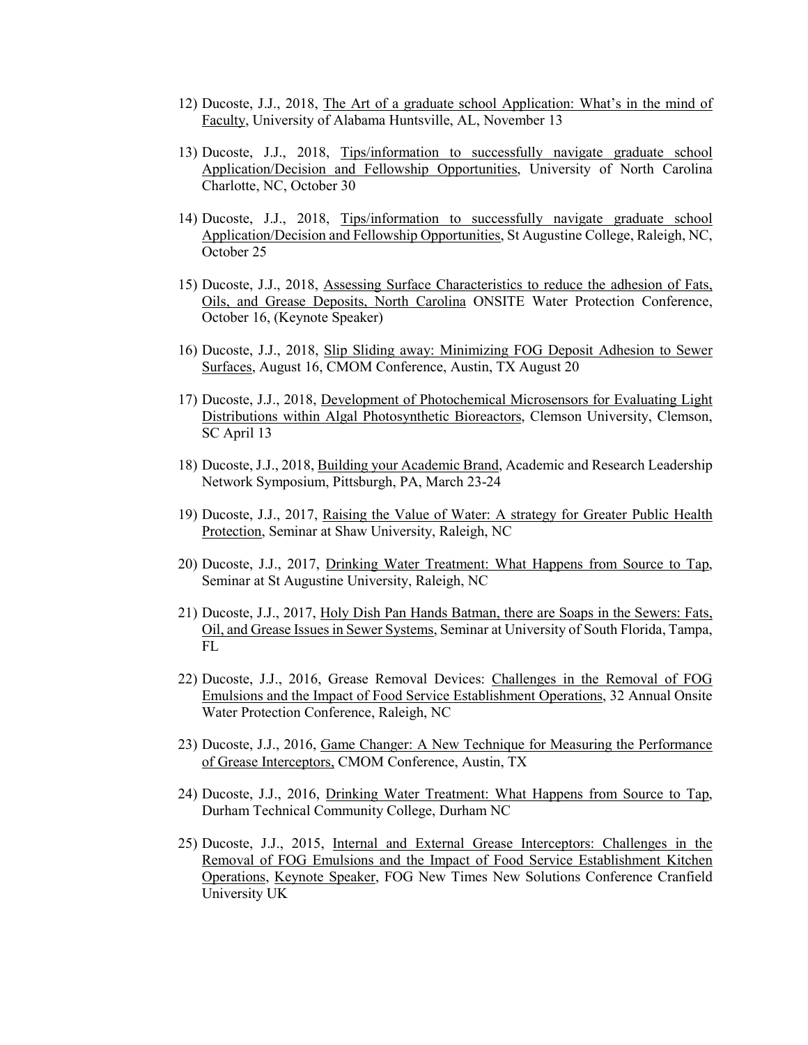12) Ducoste, J.J., 2018, The Art of a graduate school Application: What's in the mind of Faculty, University of Alabama Huntsville, AL, November 13

13) Ducoste, J.J., 2018, Tips/information to successfully navigate graduate school Application/Decision and Fellowship Opportunities, University of North Carolina Charlotte, NC, October 30

14) Ducoste, J.J., 2018, Tips/information to successfully navigate graduate school Application/Decision and Fellowship Opportunities, St Augustine College, Raleigh, NC, October 25

15) Ducoste, J.J., 2018, Assessing Surface Characteristics to reduce the adhesion of Fats, Oils, and Grease Deposits, North Carolina ONSITE Water Protection Conference, October 16, (Keynote Speaker)

16) Ducoste, J.J., 2018, Slip Sliding away: Minimizing FOG Deposit Adhesion to Sewer Surfaces, August 16, CMOM Conference, Austin, TX August 20

17) Ducoste, J.J., 2018, Development of Photochemical Microsensors for Evaluating Light Distributions within Algal Photosynthetic Bioreactors, Clemson University, Clemson, SC April 13

18) Ducoste, J.J., 2018, Building your Academic Brand, Academic and Research Leadership Network Symposium, Pittsburgh, PA, March 23-24

19) Ducoste, J.J., 2017, Raising the Value of Water: A strategy for Greater Public Health Protection, Seminar at Shaw University, Raleigh, NC

20) Ducoste, J.J., 2017, Drinking Water Treatment: What Happens from Source to Tap, Seminar at St Augustine University, Raleigh, NC

21) Ducoste, J.J., 2017, Holy Dish Pan Hands Batman, there are Soaps in the Sewers: Fats, Oil, and Grease Issues in Sewer Systems, Seminar at University of South Florida, Tampa, FL

22) Ducoste, J.J., 2016, Grease Removal Devices: Challenges in the Removal of FOG Emulsions and the Impact of Food Service Establishment Operations, 32 Annual Onsite Water Protection Conference, Raleigh, NC

23) Ducoste, J.J., 2016, Game Changer: A New Technique for Measuring the Performance of Grease Interceptors, CMOM Conference, Austin, TX

24) Ducoste, J.J., 2016, Drinking Water Treatment: What Happens from Source to Tap, Durham Technical Community College, Durham NC

25) Ducoste, J.J., 2015, Internal and External Grease Interceptors: Challenges in the Removal of FOG Emulsions and the Impact of Food Service Establishment Kitchen Operations, Keynote Speaker, FOG New Times New Solutions Conference Cranfield University UK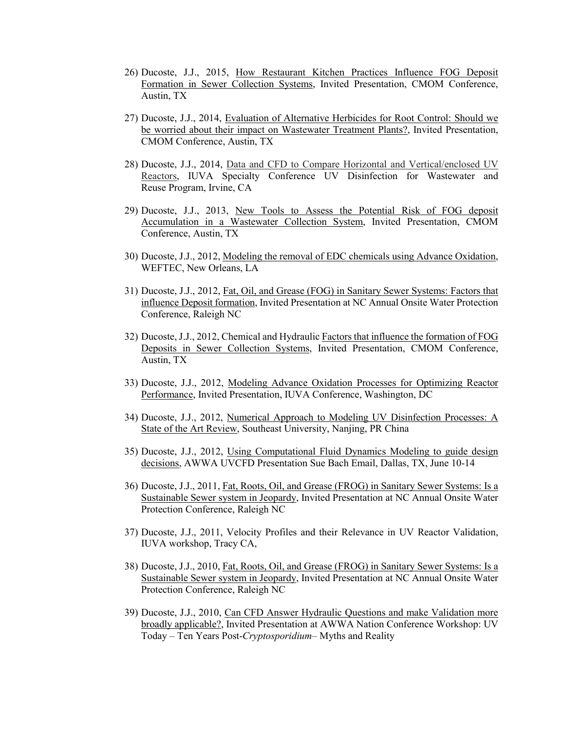26) Ducoste, J.J., 2015, How Restaurant Kitchen Practices Influence FOG Deposit Formation in Sewer Collection Systems, Invited Presentation, CMOM Conference, Austin, TX

27) Ducoste, J.J., 2014, Evaluation of Alternative Herbicides for Root Control: Should we be worried about their impact on Wastewater Treatment Plants?, Invited Presentation, CMOM Conference, Austin, TX

28) Ducoste, J.J., 2014, Data and CFD to Compare Horizontal and Vertical/enclosed UV Reactors, IUVA Specialty Conference UV Disinfection for Wastewater and Reuse Program, Irvine, CA

29) Ducoste, J.J., 2013, New Tools to Assess the Potential Risk of FOG deposit Accumulation in a Wastewater Collection System, Invited Presentation, CMOM Conference, Austin, TX

30) Ducoste, J.J., 2012, Modeling the removal of EDC chemicals using Advance Oxidation, WEFTEC, New Orleans, LA

31) Ducoste, J.J., 2012, Fat, Oil, and Grease (FOG) in Sanitary Sewer Systems: Factors that influence Deposit formation, Invited Presentation at NC Annual Onsite Water Protection Conference, Raleigh NC

32) Ducoste, J.J., 2012, Chemical and Hydraulic Factors that influence the formation of FOG Deposits in Sewer Collection Systems, Invited Presentation, CMOM Conference, Austin, TX

33) Ducoste, J.J., 2012, Modeling Advance Oxidation Processes for Optimizing Reactor Performance, Invited Presentation, IUVA Conference, Washington, DC

34) Ducoste, J.J., 2012, Numerical Approach to Modeling UV Disinfection Processes: A State of the Art Review, Southeast University, Nanjing, PR China

35) Ducoste, J.J., 2012, Using Computational Fluid Dynamics Modeling to guide design decisions, AWWA UVCFD Presentation Sue Bach Email, Dallas, TX, June 10-14

36) Ducoste, J.J., 2011, Fat, Roots, Oil, and Grease (FROG) in Sanitary Sewer Systems: Is a Sustainable Sewer system in Jeopardy, Invited Presentation at NC Annual Onsite Water Protection Conference, Raleigh NC

37) Ducoste, J.J., 2011, Velocity Profiles and their Relevance in UV Reactor Validation, IUVA workshop, Tracy CA,

38) Ducoste, J.J., 2010, Fat, Roots, Oil, and Grease (FROG) in Sanitary Sewer Systems: Is a Sustainable Sewer system in Jeopardy, Invited Presentation at NC Annual Onsite Water Protection Conference, Raleigh NC

39) Ducoste, J.J., 2010, Can CFD Answer Hydraulic Questions and make Validation more broadly applicable?, Invited Presentation at AWWA Nation Conference Workshop: UV Today – Ten Years Post-*Cryptosporidium*– Myths and Reality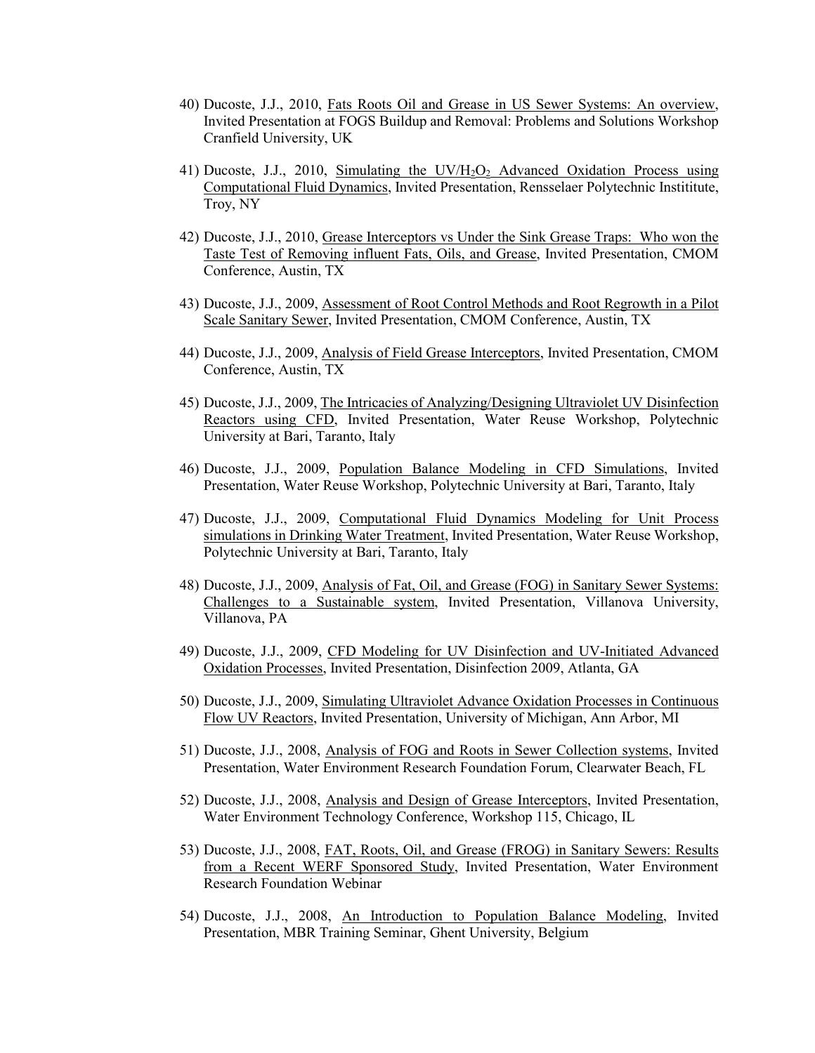40) Ducoste, J.J., 2010, Fats Roots Oil and Grease in US Sewer Systems: An overview, Invited Presentation at FOGS Buildup and Removal: Problems and Solutions Workshop Cranfield University, UK

41) Ducoste, J.J., 2010, Simulating the UV/$H_2O_2$ Advanced Oxidation Process using Computational Fluid Dynamics, Invited Presentation, Rensselaer Polytechnic Instititute, Troy, NY

42) Ducoste, J.J., 2010, Grease Interceptors vs Under the Sink Grease Traps: Who won the Taste Test of Removing influent Fats, Oils, and Grease, Invited Presentation, CMOM Conference, Austin, TX

43) Ducoste, J.J., 2009, Assessment of Root Control Methods and Root Regrowth in a Pilot Scale Sanitary Sewer, Invited Presentation, CMOM Conference, Austin, TX

44) Ducoste, J.J., 2009, Analysis of Field Grease Interceptors, Invited Presentation, CMOM Conference, Austin, TX

45) Ducoste, J.J., 2009, The Intricacies of Analyzing/Designing Ultraviolet UV Disinfection Reactors using CFD, Invited Presentation, Water Reuse Workshop, Polytechnic University at Bari, Taranto, Italy

46) Ducoste, J.J., 2009, Population Balance Modeling in CFD Simulations, Invited Presentation, Water Reuse Workshop, Polytechnic University at Bari, Taranto, Italy

47) Ducoste, J.J., 2009, Computational Fluid Dynamics Modeling for Unit Process simulations in Drinking Water Treatment, Invited Presentation, Water Reuse Workshop, Polytechnic University at Bari, Taranto, Italy

48) Ducoste, J.J., 2009, Analysis of Fat, Oil, and Grease (FOG) in Sanitary Sewer Systems: Challenges to a Sustainable system, Invited Presentation, Villanova University, Villanova, PA

49) Ducoste, J.J., 2009, CFD Modeling for UV Disinfection and UV-Initiated Advanced Oxidation Processes, Invited Presentation, Disinfection 2009, Atlanta, GA

50) Ducoste, J.J., 2009, Simulating Ultraviolet Advance Oxidation Processes in Continuous Flow UV Reactors, Invited Presentation, University of Michigan, Ann Arbor, MI

51) Ducoste, J.J., 2008, Analysis of FOG and Roots in Sewer Collection systems, Invited Presentation, Water Environment Research Foundation Forum, Clearwater Beach, FL

52) Ducoste, J.J., 2008, Analysis and Design of Grease Interceptors, Invited Presentation, Water Environment Technology Conference, Workshop 115, Chicago, IL

53) Ducoste, J.J., 2008, FAT, Roots, Oil, and Grease (FROG) in Sanitary Sewers: Results from a Recent WERF Sponsored Study, Invited Presentation, Water Environment Research Foundation Webinar

54) Ducoste, J.J., 2008, An Introduction to Population Balance Modeling, Invited Presentation, MBR Training Seminar, Ghent University, Belgium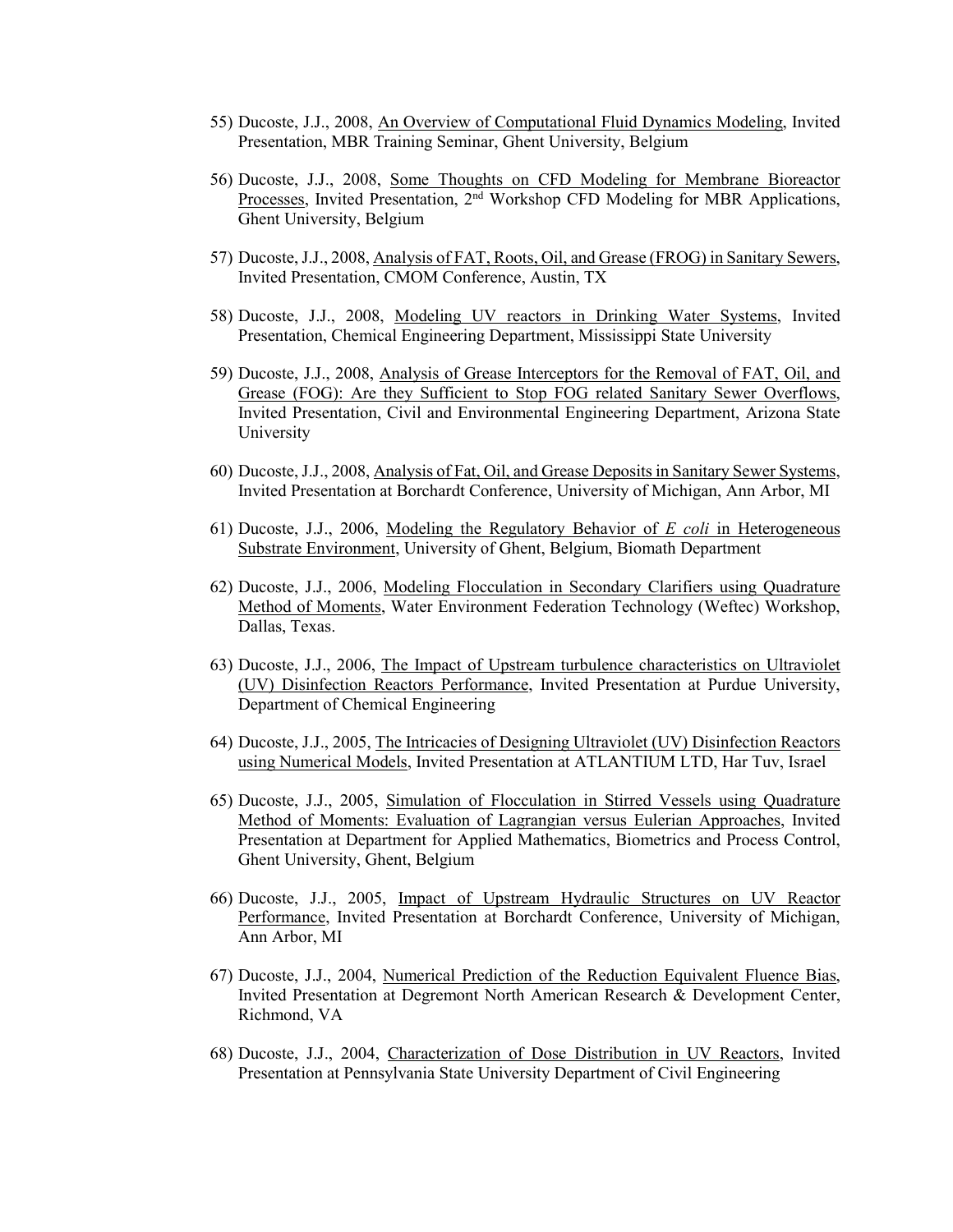55) Ducoste, J.J., 2008, <u>An Overview of Computational Fluid Dynamics Modeling</u>, Invited Presentation, MBR Training Seminar, Ghent University, Belgium

56) Ducoste, J.J., 2008, <u>Some Thoughts on CFD Modeling for Membrane Bioreactor Processes</u>, Invited Presentation, 2nd Workshop CFD Modeling for MBR Applications, Ghent University, Belgium

57) Ducoste, J.J., 2008, <u>Analysis of FAT, Roots, Oil, and Grease (FROG) in Sanitary Sewers</u>, Invited Presentation, CMOM Conference, Austin, TX

58) Ducoste, J.J., 2008, <u>Modeling UV reactors in Drinking Water Systems</u>, Invited Presentation, Chemical Engineering Department, Mississippi State University

59) Ducoste, J.J., 2008, <u>Analysis of Grease Interceptors for the Removal of FAT, Oil, and Grease (FOG): Are they Sufficient to Stop FOG related Sanitary Sewer Overflows</u>, Invited Presentation, Civil and Environmental Engineering Department, Arizona State University

60) Ducoste, J.J., 2008, <u>Analysis of Fat, Oil, and Grease Deposits in Sanitary Sewer Systems</u>, Invited Presentation at Borchardt Conference, University of Michigan, Ann Arbor, MI

61) Ducoste, J.J., 2006, <u>Modeling the Regulatory Behavior of *E coli* in Heterogeneous Substrate Environment</u>, University of Ghent, Belgium, Biomath Department

62) Ducoste, J.J., 2006, <u>Modeling Flocculation in Secondary Clarifiers using Quadrature Method of Moments</u>, Water Environment Federation Technology (Weftec) Workshop, Dallas, Texas.

63) Ducoste, J.J., 2006, <u>The Impact of Upstream turbulence characteristics on Ultraviolet (UV) Disinfection Reactors Performance</u>, Invited Presentation at Purdue University, Department of Chemical Engineering

64) Ducoste, J.J., 2005, <u>The Intricacies of Designing Ultraviolet (UV) Disinfection Reactors using Numerical Models</u>, Invited Presentation at ATLANTIUM LTD, Har Tuv, Israel

65) Ducoste, J.J., 2005, <u>Simulation of Flocculation in Stirred Vessels using Quadrature Method of Moments: Evaluation of Lagrangian versus Eulerian Approaches</u>, Invited Presentation at Department for Applied Mathematics, Biometrics and Process Control, Ghent University, Ghent, Belgium

66) Ducoste, J.J., 2005, <u>Impact of Upstream Hydraulic Structures on UV Reactor Performance</u>, Invited Presentation at Borchardt Conference, University of Michigan, Ann Arbor, MI

67) Ducoste, J.J., 2004, <u>Numerical Prediction of the Reduction Equivalent Fluence Bias</u>, Invited Presentation at Degremont North American Research & Development Center, Richmond, VA

68) Ducoste, J.J., 2004, <u>Characterization of Dose Distribution in UV Reactors</u>, Invited Presentation at Pennsylvania State University Department of Civil Engineering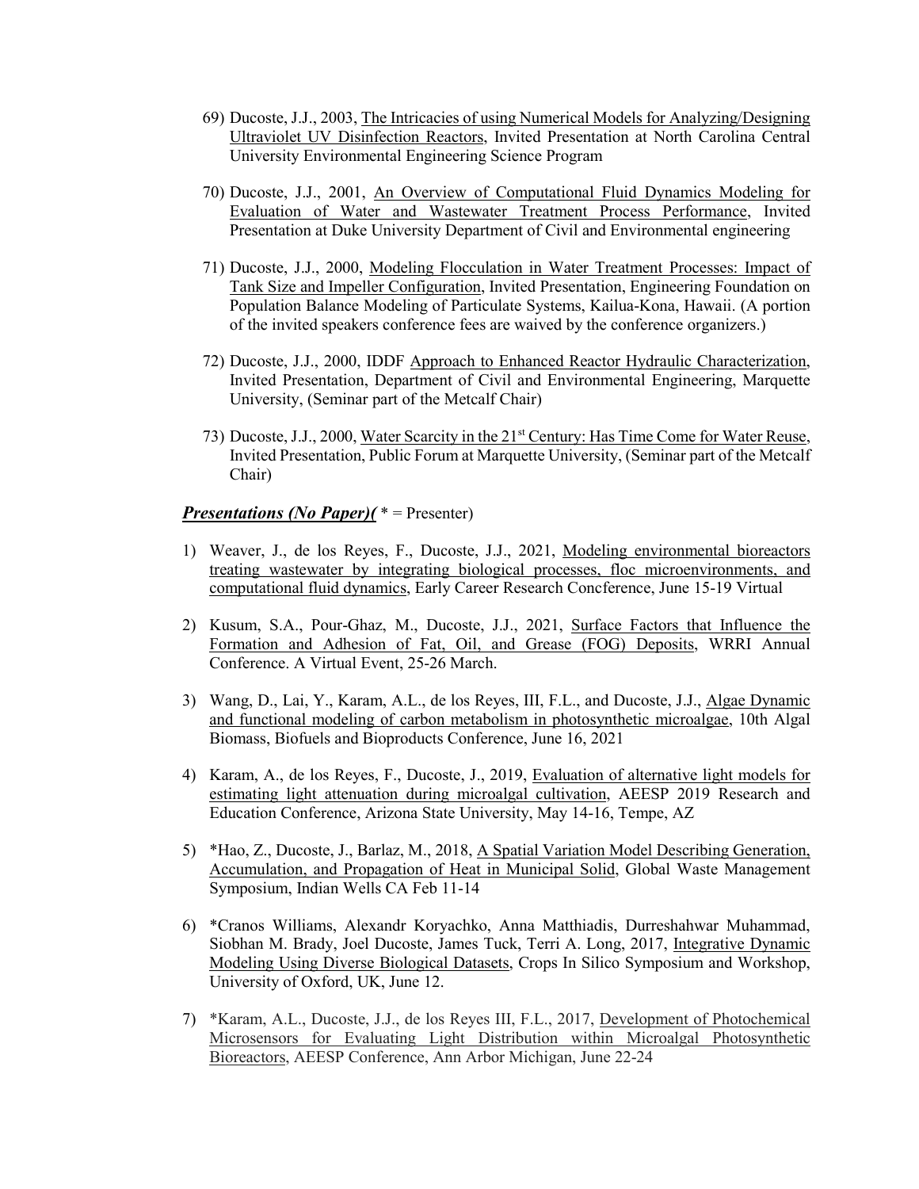69) Ducoste, J.J., 2003, The Intricacies of using Numerical Models for Analyzing/Designing Ultraviolet UV Disinfection Reactors, Invited Presentation at North Carolina Central University Environmental Engineering Science Program

70) Ducoste, J.J., 2001, An Overview of Computational Fluid Dynamics Modeling for Evaluation of Water and Wastewater Treatment Process Performance, Invited Presentation at Duke University Department of Civil and Environmental engineering

71) Ducoste, J.J., 2000, Modeling Flocculation in Water Treatment Processes: Impact of Tank Size and Impeller Configuration, Invited Presentation, Engineering Foundation on Population Balance Modeling of Particulate Systems, Kailua-Kona, Hawaii. (A portion of the invited speakers conference fees are waived by the conference organizers.)

72) Ducoste, J.J., 2000, IDDF Approach to Enhanced Reactor Hydraulic Characterization, Invited Presentation, Department of Civil and Environmental Engineering, Marquette University, (Seminar part of the Metcalf Chair)

73) Ducoste, J.J., 2000, Water Scarcity in the 21st Century: Has Time Come for Water Reuse, Invited Presentation, Public Forum at Marquette University, (Seminar part of the Metcalf Chair)

***Presentations (No Paper)(*** * = Presenter)

1) Weaver, J., de los Reyes, F., Ducoste, J.J., 2021, Modeling environmental bioreactors treating wastewater by integrating biological processes, floc microenvironments, and computational fluid dynamics, Early Career Research Concference, June 15-19 Virtual

2) Kusum, S.A., Pour-Ghaz, M., Ducoste, J.J., 2021, Surface Factors that Influence the Formation and Adhesion of Fat, Oil, and Grease (FOG) Deposits, WRRI Annual Conference. A Virtual Event, 25-26 March.

3) Wang, D., Lai, Y., Karam, A.L., de los Reyes, III, F.L., and Ducoste, J.J., Algae Dynamic and functional modeling of carbon metabolism in photosynthetic microalgae, 10th Algal Biomass, Biofuels and Bioproducts Conference, June 16, 2021

4) Karam, A., de los Reyes, F., Ducoste, J., 2019, Evaluation of alternative light models for estimating light attenuation during microalgal cultivation, AEESP 2019 Research and Education Conference, Arizona State University, May 14-16, Tempe, AZ

5) *Hao, Z., Ducoste, J., Barlaz, M., 2018, A Spatial Variation Model Describing Generation, Accumulation, and Propagation of Heat in Municipal Solid, Global Waste Management Symposium, Indian Wells CA Feb 11-14

6) *Cranos Williams, Alexandr Koryachko, Anna Matthiadis, Durreshahwar Muhammad, Siobhan M. Brady, Joel Ducoste, James Tuck, Terri A. Long, 2017, Integrative Dynamic Modeling Using Diverse Biological Datasets, Crops In Silico Symposium and Workshop, University of Oxford, UK, June 12.

7) *Karam, A.L., Ducoste, J.J., de los Reyes III, F.L., 2017, Development of Photochemical Microsensors for Evaluating Light Distribution within Microalgal Photosynthetic Bioreactors, AEESP Conference, Ann Arbor Michigan, June 22-24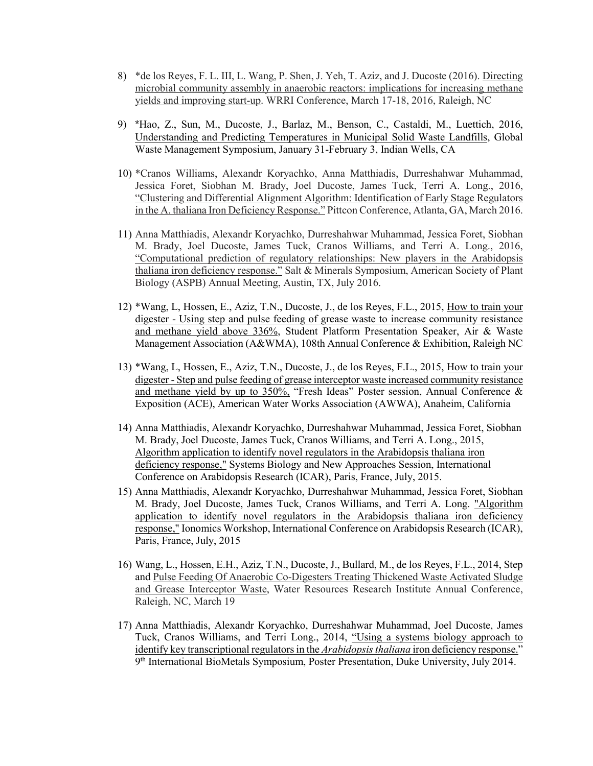8) *de los Reyes, F. L. III, L. Wang, P. Shen, J. Yeh, T. Aziz, and J. Ducoste (2016). Directing microbial community assembly in anaerobic reactors: implications for increasing methane yields and improving start-up. WRRI Conference, March 17-18, 2016, Raleigh, NC

9) *Hao, Z., Sun, M., Ducoste, J., Barlaz, M., Benson, C., Castaldi, M., Luettich, 2016, Understanding and Predicting Temperatures in Municipal Solid Waste Landfills, Global Waste Management Symposium, January 31-February 3, Indian Wells, CA

10) *Cranos Williams, Alexandr Koryachko, Anna Matthiadis, Durreshahwar Muhammad, Jessica Foret, Siobhan M. Brady, Joel Ducoste, James Tuck, Terri A. Long., 2016, "Clustering and Differential Alignment Algorithm: Identification of Early Stage Regulators in the A. thaliana Iron Deficiency Response." Pittcon Conference, Atlanta, GA, March 2016.

11) Anna Matthiadis, Alexandr Koryachko, Durreshahwar Muhammad, Jessica Foret, Siobhan M. Brady, Joel Ducoste, James Tuck, Cranos Williams, and Terri A. Long., 2016, "Computational prediction of regulatory relationships: New players in the Arabidopsis thaliana iron deficiency response." Salt & Minerals Symposium, American Society of Plant Biology (ASPB) Annual Meeting, Austin, TX, July 2016.

12) *Wang, L, Hossen, E., Aziz, T.N., Ducoste, J., de los Reyes, F.L., 2015, How to train your digester - Using step and pulse feeding of grease waste to increase community resistance and methane yield above 336%, Student Platform Presentation Speaker, Air & Waste Management Association (A&WMA), 108th Annual Conference & Exhibition, Raleigh NC

13) *Wang, L, Hossen, E., Aziz, T.N., Ducoste, J., de los Reyes, F.L., 2015, How to train your digester - Step and pulse feeding of grease interceptor waste increased community resistance and methane yield by up to 350%, "Fresh Ideas" Poster session, Annual Conference & Exposition (ACE), American Water Works Association (AWWA), Anaheim, California

14) Anna Matthiadis, Alexandr Koryachko, Durreshahwar Muhammad, Jessica Foret, Siobhan M. Brady, Joel Ducoste, James Tuck, Cranos Williams, and Terri A. Long., 2015, Algorithm application to identify novel regulators in the Arabidopsis thaliana iron deficiency response," Systems Biology and New Approaches Session, International Conference on Arabidopsis Research (ICAR), Paris, France, July, 2015.

15) Anna Matthiadis, Alexandr Koryachko, Durreshahwar Muhammad, Jessica Foret, Siobhan M. Brady, Joel Ducoste, James Tuck, Cranos Williams, and Terri A. Long. "Algorithm application to identify novel regulators in the Arabidopsis thaliana iron deficiency response," Ionomics Workshop, International Conference on Arabidopsis Research (ICAR), Paris, France, July, 2015

16) Wang, L., Hossen, E.H., Aziz, T.N., Ducoste, J., Bullard, M., de los Reyes, F.L., 2014, Step and Pulse Feeding Of Anaerobic Co-Digesters Treating Thickened Waste Activated Sludge and Grease Interceptor Waste, Water Resources Research Institute Annual Conference, Raleigh, NC, March 19

17) Anna Matthiadis, Alexandr Koryachko, Durreshahwar Muhammad, Joel Ducoste, James Tuck, Cranos Williams, and Terri Long., 2014, "Using a systems biology approach to identify key transcriptional regulators in the *Arabidopsis thaliana* iron deficiency response." 9th International BioMetals Symposium, Poster Presentation, Duke University, July 2014.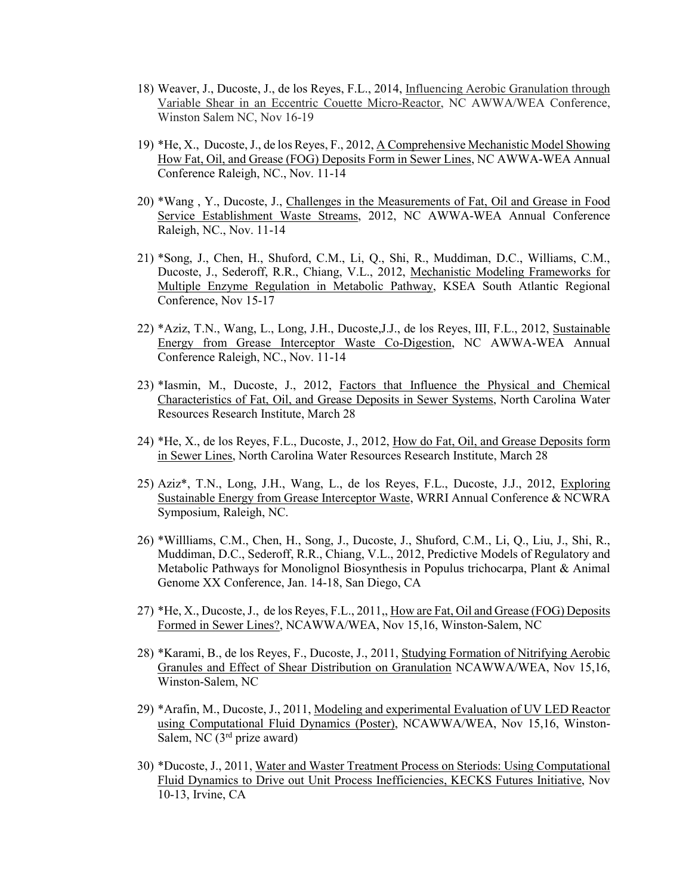18) Weaver, J., Ducoste, J., de los Reyes, F.L., 2014, Influencing Aerobic Granulation through Variable Shear in an Eccentric Couette Micro-Reactor, NC AWWA/WEA Conference, Winston Salem NC, Nov 16-19

19) *He, X., Ducoste, J., de los Reyes, F., 2012, A Comprehensive Mechanistic Model Showing How Fat, Oil, and Grease (FOG) Deposits Form in Sewer Lines, NC AWWA-WEA Annual Conference Raleigh, NC., Nov. 11-14

20) *Wang , Y., Ducoste, J., Challenges in the Measurements of Fat, Oil and Grease in Food Service Establishment Waste Streams, 2012, NC AWWA-WEA Annual Conference Raleigh, NC., Nov. 11-14

21) *Song, J., Chen, H., Shuford, C.M., Li, Q., Shi, R., Muddiman, D.C., Williams, C.M., Ducoste, J., Sederoff, R.R., Chiang, V.L., 2012, Mechanistic Modeling Frameworks for Multiple Enzyme Regulation in Metabolic Pathway, KSEA South Atlantic Regional Conference, Nov 15-17

22) *Aziz, T.N., Wang, L., Long, J.H., Ducoste,J.J., de los Reyes, III, F.L., 2012, Sustainable Energy from Grease Interceptor Waste Co-Digestion, NC AWWA-WEA Annual Conference Raleigh, NC., Nov. 11-14

23) *Iasmin, M., Ducoste, J., 2012, Factors that Influence the Physical and Chemical Characteristics of Fat, Oil, and Grease Deposits in Sewer Systems, North Carolina Water Resources Research Institute, March 28

24) *He, X., de los Reyes, F.L., Ducoste, J., 2012, How do Fat, Oil, and Grease Deposits form in Sewer Lines, North Carolina Water Resources Research Institute, March 28

25) Aziz*, T.N., Long, J.H., Wang, L., de los Reyes, F.L., Ducoste, J.J., 2012, Exploring Sustainable Energy from Grease Interceptor Waste, WRRI Annual Conference & NCWRA Symposium, Raleigh, NC.

26) *Willliams, C.M., Chen, H., Song, J., Ducoste, J., Shuford, C.M., Li, Q., Liu, J., Shi, R., Muddiman, D.C., Sederoff, R.R., Chiang, V.L., 2012, Predictive Models of Regulatory and Metabolic Pathways for Monolignol Biosynthesis in Populus trichocarpa, Plant & Animal Genome XX Conference, Jan. 14-18, San Diego, CA

27) *He, X., Ducoste, J., de los Reyes, F.L., 2011,, How are Fat, Oil and Grease (FOG) Deposits Formed in Sewer Lines?, NCAWWA/WEA, Nov 15,16, Winston-Salem, NC

28) *Karami, B., de los Reyes, F., Ducoste, J., 2011, Studying Formation of Nitrifying Aerobic Granules and Effect of Shear Distribution on Granulation NCAWWA/WEA, Nov 15,16, Winston-Salem, NC

29) *Arafin, M., Ducoste, J., 2011, Modeling and experimental Evaluation of UV LED Reactor using Computational Fluid Dynamics (Poster), NCAWWA/WEA, Nov 15,16, Winston-Salem, NC (3rd prize award)

30) *Ducoste, J., 2011, Water and Waster Treatment Process on Steriods: Using Computational Fluid Dynamics to Drive out Unit Process Inefficiencies, KECKS Futures Initiative, Nov 10-13, Irvine, CA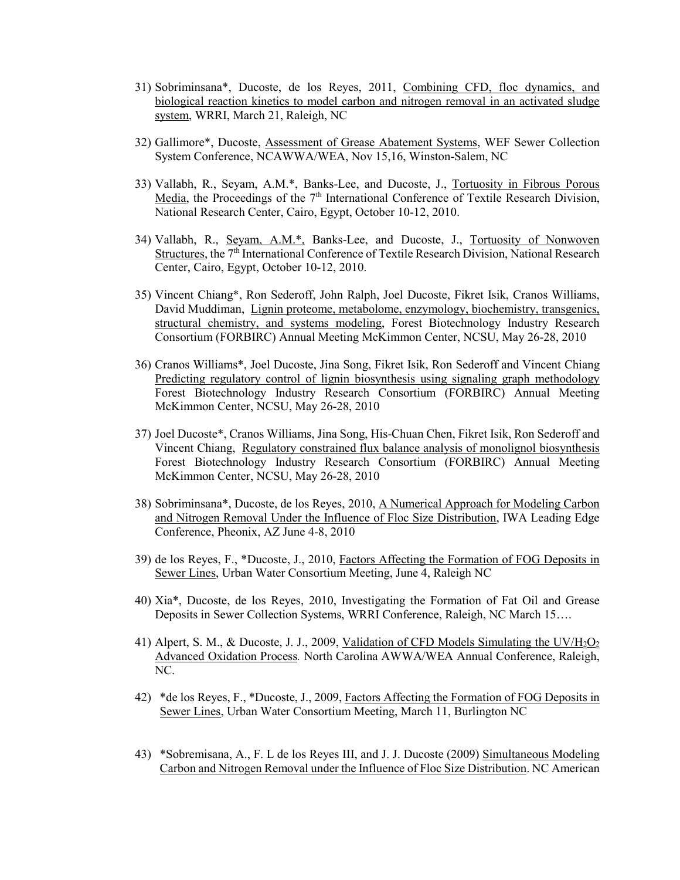31) Sobriminsana*, Ducoste, de los Reyes, 2011, Combining CFD, floc dynamics, and biological reaction kinetics to model carbon and nitrogen removal in an activated sludge system, WRRI, March 21, Raleigh, NC

32) Gallimore*, Ducoste, Assessment of Grease Abatement Systems, WEF Sewer Collection System Conference, NCAWWA/WEA, Nov 15,16, Winston-Salem, NC

33) Vallabh, R., Seyam, A.M.*, Banks-Lee, and Ducoste, J., Tortuosity in Fibrous Porous Media, the Proceedings of the 7th International Conference of Textile Research Division, National Research Center, Cairo, Egypt, October 10-12, 2010.

34) Vallabh, R., Seyam, A.M.*, Banks-Lee, and Ducoste, J., Tortuosity of Nonwoven Structures, the 7th International Conference of Textile Research Division, National Research Center, Cairo, Egypt, October 10-12, 2010.

35) Vincent Chiang*, Ron Sederoff, John Ralph, Joel Ducoste, Fikret Isik, Cranos Williams, David Muddiman, Lignin proteome, metabolome, enzymology, biochemistry, transgenics, structural chemistry, and systems modeling, Forest Biotechnology Industry Research Consortium (FORBIRC) Annual Meeting McKimmon Center, NCSU, May 26-28, 2010

36) Cranos Williams*, Joel Ducoste, Jina Song, Fikret Isik, Ron Sederoff and Vincent Chiang Predicting regulatory control of lignin biosynthesis using signaling graph methodology Forest Biotechnology Industry Research Consortium (FORBIRC) Annual Meeting McKimmon Center, NCSU, May 26-28, 2010

37) Joel Ducoste*, Cranos Williams, Jina Song, His-Chuan Chen, Fikret Isik, Ron Sederoff and Vincent Chiang, Regulatory constrained flux balance analysis of monolignol biosynthesis Forest Biotechnology Industry Research Consortium (FORBIRC) Annual Meeting McKimmon Center, NCSU, May 26-28, 2010

38) Sobriminsana*, Ducoste, de los Reyes, 2010, A Numerical Approach for Modeling Carbon and Nitrogen Removal Under the Influence of Floc Size Distribution, IWA Leading Edge Conference, Pheonix, AZ June 4-8, 2010

39) de los Reyes, F., *Ducoste, J., 2010, Factors Affecting the Formation of FOG Deposits in Sewer Lines, Urban Water Consortium Meeting, June 4, Raleigh NC

40) Xia*, Ducoste, de los Reyes, 2010, Investigating the Formation of Fat Oil and Grease Deposits in Sewer Collection Systems, WRRI Conference, Raleigh, NC March 15….

41) Alpert, S. M., & Ducoste, J. J., 2009, Validation of CFD Models Simulating the $UV/H_2O_2$ Advanced Oxidation Process*.* North Carolina AWWA/WEA Annual Conference, Raleigh, NC.

42) *de los Reyes, F., *Ducoste, J., 2009, Factors Affecting the Formation of FOG Deposits in Sewer Lines, Urban Water Consortium Meeting, March 11, Burlington NC

43) *Sobremisana, A., F. L de los Reyes III, and J. J. Ducoste (2009) Simultaneous Modeling Carbon and Nitrogen Removal under the Influence of Floc Size Distribution. NC American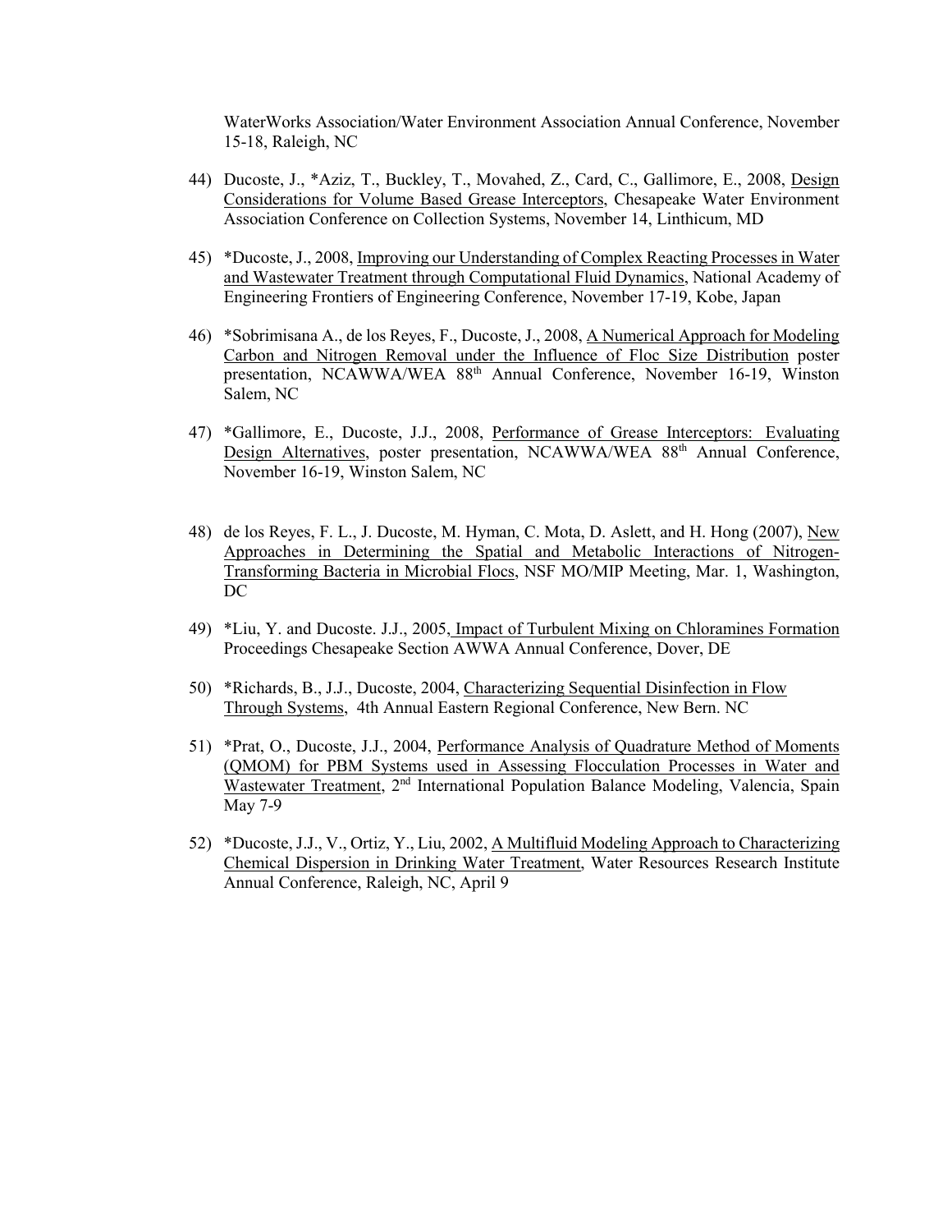WaterWorks Association/Water Environment Association Annual Conference, November 15-18, Raleigh, NC

44) Ducoste, J., *Aziz, T., Buckley, T., Movahed, Z., Card, C., Gallimore, E., 2008, Design Considerations for Volume Based Grease Interceptors, Chesapeake Water Environment Association Conference on Collection Systems, November 14, Linthicum, MD

45) *Ducoste, J., 2008, Improving our Understanding of Complex Reacting Processes in Water and Wastewater Treatment through Computational Fluid Dynamics, National Academy of Engineering Frontiers of Engineering Conference, November 17-19, Kobe, Japan

46) *Sobrimisana A., de los Reyes, F., Ducoste, J., 2008, A Numerical Approach for Modeling Carbon and Nitrogen Removal under the Influence of Floc Size Distribution poster presentation, NCAWWA/WEA 88th Annual Conference, November 16-19, Winston Salem, NC

47) *Gallimore, E., Ducoste, J.J., 2008, Performance of Grease Interceptors: Evaluating Design Alternatives, poster presentation, NCAWWA/WEA 88th Annual Conference, November 16-19, Winston Salem, NC

48) de los Reyes, F. L., J. Ducoste, M. Hyman, C. Mota, D. Aslett, and H. Hong (2007), New Approaches in Determining the Spatial and Metabolic Interactions of Nitrogen-Transforming Bacteria in Microbial Flocs, NSF MO/MIP Meeting, Mar. 1, Washington, DC

49) *Liu, Y. and Ducoste. J.J., 2005, Impact of Turbulent Mixing on Chloramines Formation Proceedings Chesapeake Section AWWA Annual Conference, Dover, DE

50) *Richards, B., J.J., Ducoste, 2004, Characterizing Sequential Disinfection in Flow Through Systems, 4th Annual Eastern Regional Conference, New Bern. NC

51) *Prat, O., Ducoste, J.J., 2004, Performance Analysis of Quadrature Method of Moments (QMOM) for PBM Systems used in Assessing Flocculation Processes in Water and Wastewater Treatment, 2nd International Population Balance Modeling, Valencia, Spain May 7-9

52) *Ducoste, J.J., V., Ortiz, Y., Liu, 2002, A Multifluid Modeling Approach to Characterizing Chemical Dispersion in Drinking Water Treatment, Water Resources Research Institute Annual Conference, Raleigh, NC, April 9